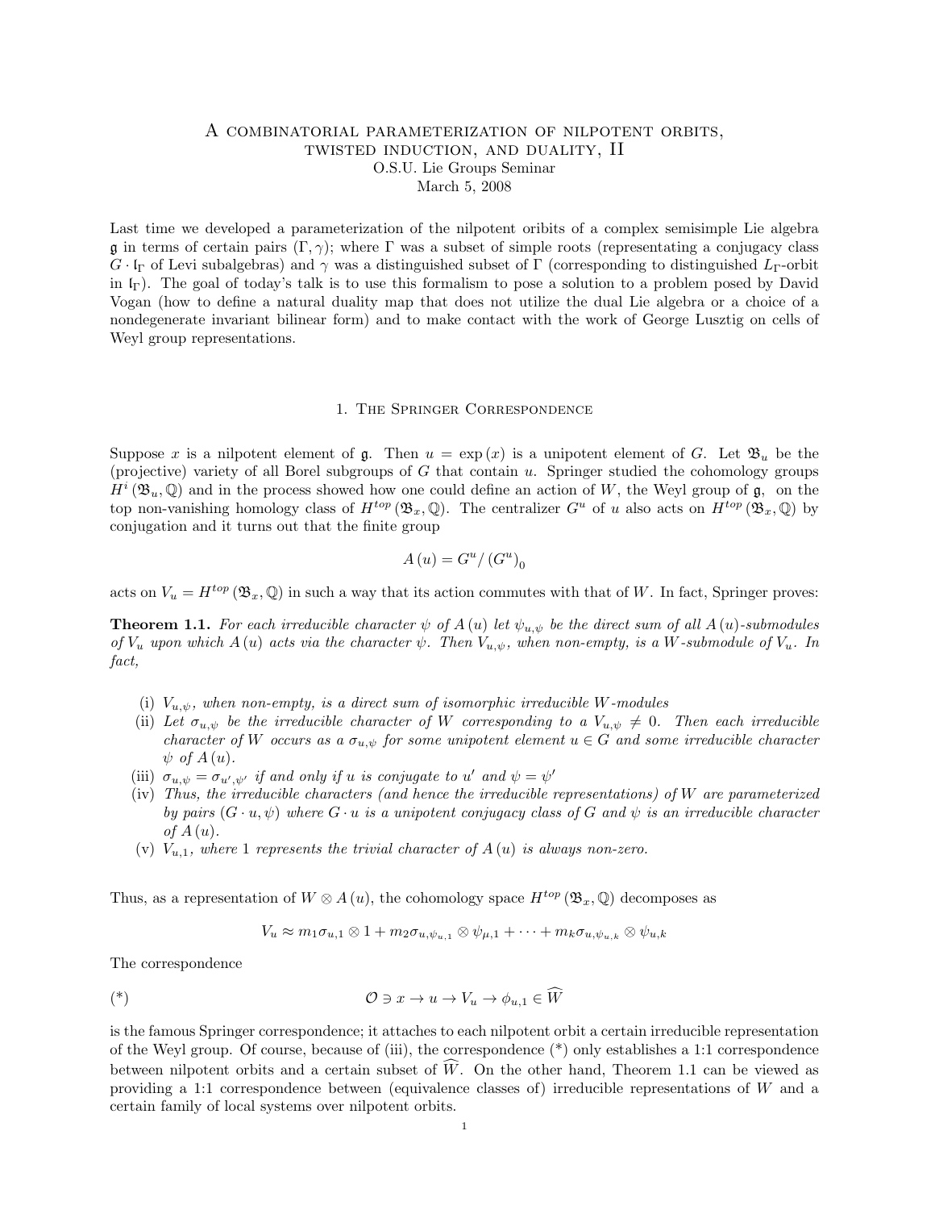# A combinatorial parameterization of nilpotent orbits, twisted induction, and duality, II

O.S.U. Lie Groups Seminar
March 5, 2008

Last time we developed a parameterization of the nilpotent oribits of a complex semisimple Lie algebra $\mathfrak{g}$ in terms of certain pairs $(\Gamma, \gamma)$; where $\Gamma$ was a subset of simple roots (representating a conjugacy class $G \cdot \mathfrak{l}_\Gamma$ of Levi subalgebras) and $\gamma$ was a distinguished subset of $\Gamma$ (corresponding to distinguished $L_\Gamma$-orbit in $\mathfrak{l}_\Gamma$). The goal of today's talk is to use this formalism to pose a solution to a problem posed by David Vogan (how to define a natural duality map that does not utilize the dual Lie algebra or a choice of a nondegenerate invariant bilinear form) and to make contact with the work of George Lusztig on cells of Weyl group representations.

## 1. The Springer Correspondence

Suppose $x$ is a nilpotent element of $\mathfrak{g}$. Then $u = \exp(x)$ is a unipotent element of $G$. Let $\mathfrak{B}_u$ be the (projective) variety of all Borel subgroups of $G$ that contain $u$. Springer studied the cohomology groups $H^i(\mathfrak{B}_u, \mathbb{Q})$ and in the process showed how one could define an action of $W$, the Weyl group of $\mathfrak{g}$, on the top non-vanishing homology class of $H^{top}(\mathfrak{B}_x, \mathbb{Q})$. The centralizer $G^u$ of $u$ also acts on $H^{top}(\mathfrak{B}_x, \mathbb{Q})$ by conjugation and it turns out that the finite group

$$A(u) = G^u / (G^u)_0$$

acts on $V_u = H^{top}(\mathfrak{B}_x, \mathbb{Q})$ in such a way that its action commutes with that of $W$. In fact, Springer proves:

**Theorem 1.1.** *For each irreducible character $\psi$ of $A(u)$ let $\psi_{u,\psi}$ be the direct sum of all $A(u)$-submodules of $V_u$ upon which $A(u)$ acts via the character $\psi$. Then $V_{u,\psi}$, when non-empty, is a $W$-submodule of $V_u$. In fact,*

- (i) *$V_{u,\psi}$, when non-empty, is a direct sum of isomorphic irreducible $W$-modules*
- (ii) *Let $\sigma_{u,\psi}$ be the irreducible character of $W$ corresponding to a $V_{u,\psi} \neq 0$. Then each irreducible character of $W$ occurs as a $\sigma_{u,\psi}$ for some unipotent element $u \in G$ and some irreducible character $\psi$ of $A(u)$.*
- (iii) *$\sigma_{u,\psi} = \sigma_{u',\psi'}$ if and only if $u$ is conjugate to $u'$ and $\psi = \psi'$*
- (iv) *Thus, the irreducible characters (and hence the irreducible representations) of $W$ are parameterized by pairs $(G \cdot u, \psi)$ where $G \cdot u$ is a unipotent conjugacy class of $G$ and $\psi$ is an irreducible character of $A(u)$.*
- (v) *$V_{u,1}$, where 1 represents the trivial character of $A(u)$ is always non-zero.*

Thus, as a representation of $W \otimes A(u)$, the cohomology space $H^{top}(\mathfrak{B}_x, \mathbb{Q})$ decomposes as

$$V_u \approx m_1 \sigma_{u,1} \otimes 1 + m_2 \sigma_{u,\psi_{u,1}} \otimes \psi_{\mu,1} + \cdots + m_k \sigma_{u,\psi_{u,k}} \otimes \psi_{u,k}$$

The correspondence

$$(*) \qquad \mathcal{O} \ni x \to u \to V_u \to \phi_{u,1} \in \widehat{W}$$

is the famous Springer correspondence; it attaches to each nilpotent orbit a certain irreducible representation of the Weyl group. Of course, because of (iii), the correspondence (*) only establishes a 1:1 correspondence between nilpotent orbits and a certain subset of $\widehat{W}$. On the other hand, Theorem 1.1 can be viewed as providing a 1:1 correspondence between (equivalence classes of) irreducible representations of $W$ and a certain family of local systems over nilpotent orbits.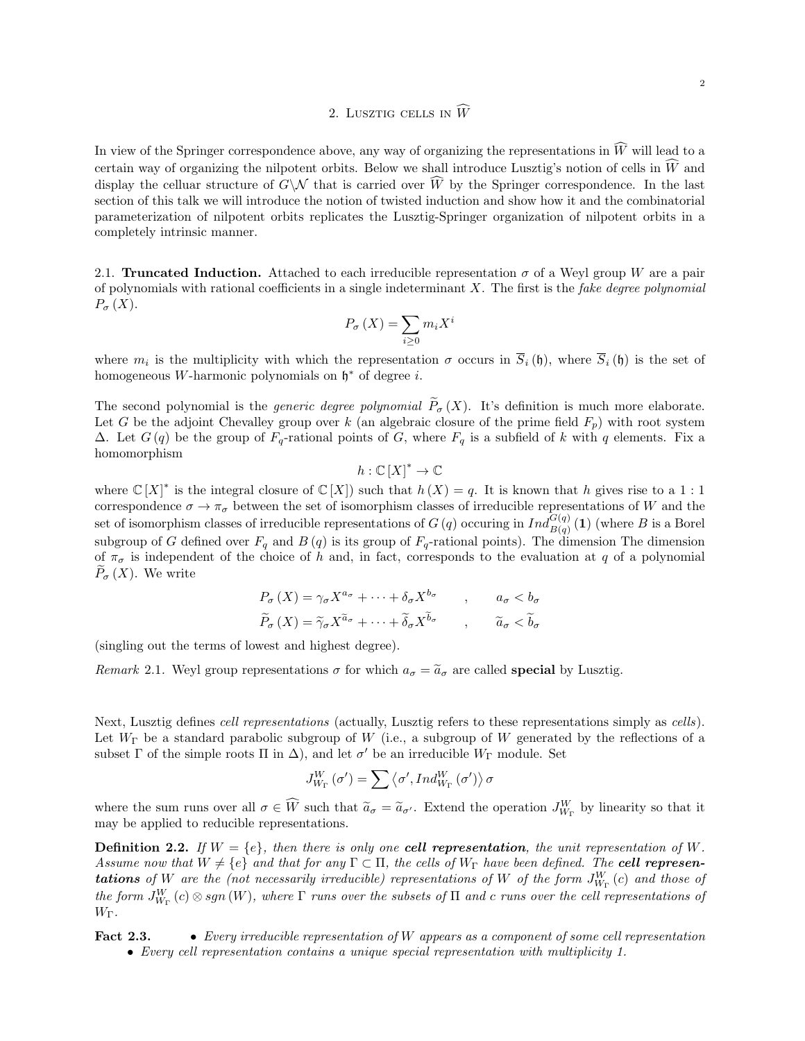## 2. Lusztig cells in $\widehat{W}$

In view of the Springer correspondence above, any way of organizing the representations in $\widehat{W}$ will lead to a certain way of organizing the nilpotent orbits. Below we shall introduce Lusztig's notion of cells in $\widehat{W}$ and display the celluar structure of $G\backslash\mathcal{N}$ that is carried over $\widehat{W}$ by the Springer correspondence. In the last section of this talk we will introduce the notion of twisted induction and show how it and the combinatorial parameterization of nilpotent orbits replicates the Lusztig-Springer organization of nilpotent orbits in a completely intrinsic manner.

2.1. **Truncated Induction.** Attached to each irreducible representation $\sigma$ of a Weyl group $W$ are a pair of polynomials with rational coefficients in a single indeterminant $X$. The first is the *fake degree polynomial* $P_\sigma(X)$.

$$P_\sigma(X) = \sum_{i\geq 0} m_i X^i$$

where $m_i$ is the multiplicity with which the representation $\sigma$ occurs in $\overline{S}_i(\mathfrak{h})$, where $\overline{S}_i(\mathfrak{h})$ is the set of homogeneous $W$-harmonic polynomials on $\mathfrak{h}^*$ of degree $i$.

The second polynomial is the *generic degree polynomial* $\widetilde{P}_\sigma(X)$. It's definition is much more elaborate. Let $G$ be the adjoint Chevalley group over $k$ (an algebraic closure of the prime field $F_p$) with root system $\Delta$. Let $G(q)$ be the group of $F_q$-rational points of $G$, where $F_q$ is a subfield of $k$ with $q$ elements. Fix a homomorphism

$$h : \mathbb{C}[X]^* \to \mathbb{C}$$

where $\mathbb{C}[X]^*$ is the integral closure of $\mathbb{C}[X]$) such that $h(X) = q$. It is known that $h$ gives rise to a $1:1$ correspondence $\sigma \to \pi_\sigma$ between the set of isomorphism classes of irreducible representations of $W$ and the set of isomorphism classes of irreducible representations of $G(q)$ occuring in $Ind_{B(q)}^{G(q)}(\mathbf{1})$ (where $B$ is a Borel subgroup of $G$ defined over $F_q$ and $B(q)$ is its group of $F_q$-rational points). The dimension The dimension of $\pi_\sigma$ is independent of the choice of $h$ and, in fact, corresponds to the evaluation at $q$ of a polynomial $\widetilde{P}_\sigma(X)$. We write

$$P_\sigma(X) = \gamma_\sigma X^{a_\sigma} + \cdots + \delta_\sigma X^{b_\sigma} \qquad , \qquad a_\sigma < b_\sigma$$

$$\widetilde{P}_\sigma(X) = \widetilde{\gamma}_\sigma X^{\widetilde{a}_\sigma} + \cdots + \widetilde{\delta}_\sigma X^{\widetilde{b}_\sigma} \qquad , \qquad \widetilde{a}_\sigma < \widetilde{b}_\sigma$$

(singling out the terms of lowest and highest degree).

*Remark* 2.1. Weyl group representations $\sigma$ for which $a_\sigma = \widetilde{a}_\sigma$ are called **special** by Lusztig.

Next, Lusztig defines *cell representations* (actually, Lusztig refers to these representations simply as *cells*). Let $W_\Gamma$ be a standard parabolic subgroup of $W$ (i.e., a subgroup of $W$ generated by the reflections of a subset $\Gamma$ of the simple roots $\Pi$ in $\Delta$), and let $\sigma'$ be an irreducible $W_\Gamma$ module. Set

$$J_{W_\Gamma}^W(\sigma') = \sum \left\langle \sigma', Ind_{W_\Gamma}^W(\sigma')\right\rangle \sigma$$

where the sum runs over all $\sigma \in \widehat{W}$ such that $\widetilde{a}_\sigma = \widetilde{a}_{\sigma'}$. Extend the operation $J_{W_\Gamma}^W$ by linearity so that it may be applied to reducible representations.

**Definition 2.2.** *If $W = \{e\}$, then there is only one* ***cell representation****, the unit representation of $W$. Assume now that $W \neq \{e\}$ and that for any $\Gamma \subset \Pi$, the cells of $W_\Gamma$ have been defined. The* ***cell representations*** *of $W$ are the (not necessarily irreducible) representations of $W$ of the form $J_{W_\Gamma}^W(c)$ and those of the form $J_{W_\Gamma}^W(c) \otimes sgn(W)$, where $\Gamma$ runs over the subsets of $\Pi$ and $c$ runs over the cell representations of $W_\Gamma$.*

**Fact 2.3.**
- *Every irreducible representation of $W$ appears as a component of some cell representation*
- *Every cell representation contains a unique special representation with multiplicity 1.*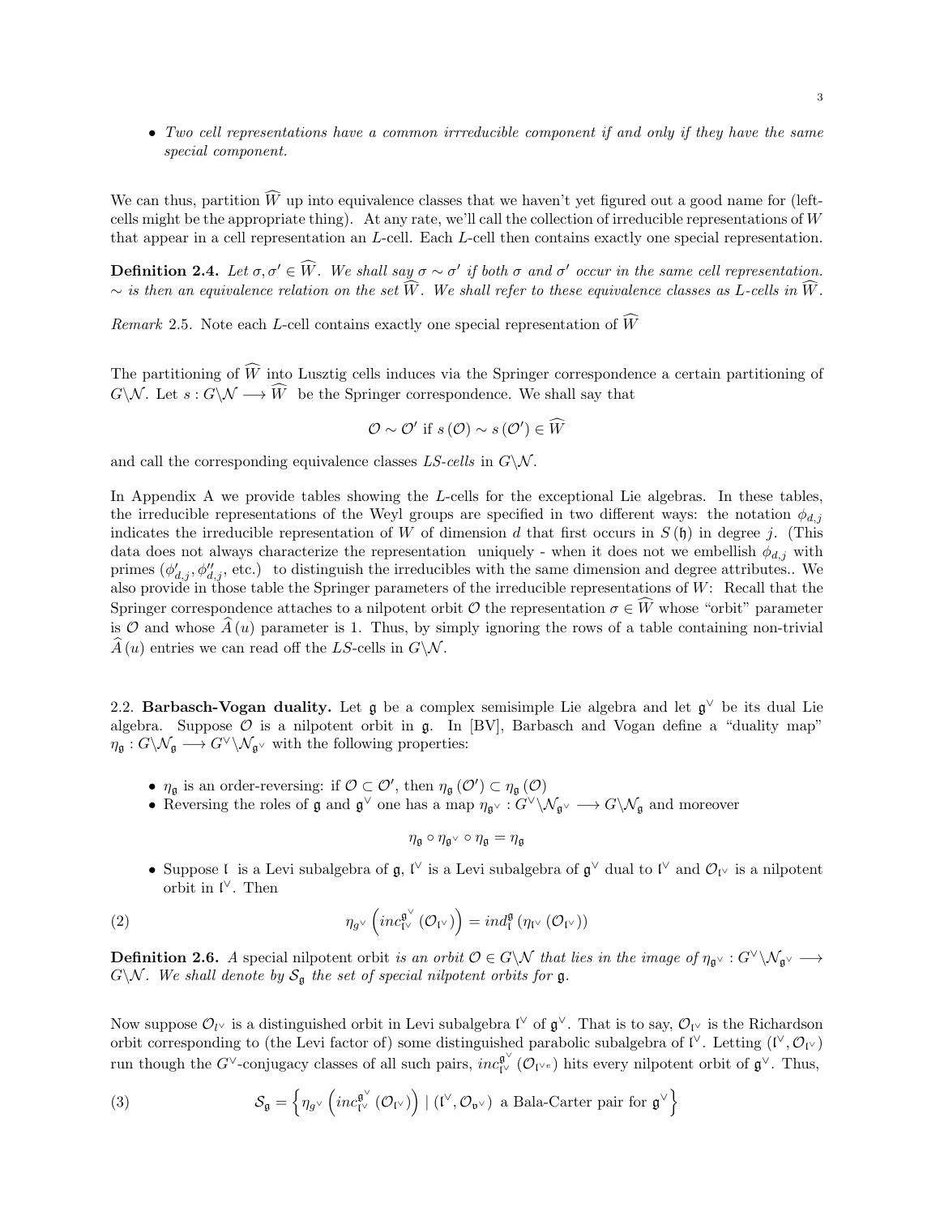- *Two cell representations have a common irrreducible component if and only if they have the same special component.*

We can thus, partition $\widehat{W}$ up into equivalence classes that we haven't yet figured out a good name for (left-cells might be the appropriate thing). At any rate, we'll call the collection of irreducible representations of $W$ that appear in a cell representation an $L$-cell. Each $L$-cell then contains exactly one special representation.

**Definition 2.4.** *Let $\sigma, \sigma' \in \widehat{W}$. We shall say $\sigma \sim \sigma'$ if both $\sigma$ and $\sigma'$ occur in the same cell representation. $\sim$ is then an equivalence relation on the set $\widehat{W}$. We shall refer to these equivalence classes as $L$-cells in $\widehat{W}$.*

*Remark* 2.5. Note each $L$-cell contains exactly one special representation of $\widehat{W}$

The partitioning of $\widehat{W}$ into Lusztig cells induces via the Springer correspondence a certain partitioning of $G\backslash\mathcal{N}$. Let $s : G\backslash\mathcal{N} \longrightarrow \widehat{W}$ be the Springer correspondence. We shall say that

$$\mathcal{O} \sim \mathcal{O}' \text{ if } s(\mathcal{O}) \sim s(\mathcal{O}') \in \widehat{W}$$

and call the corresponding equivalence classes *LS-cells* in $G\backslash\mathcal{N}$.

In Appendix A we provide tables showing the $L$-cells for the exceptional Lie algebras. In these tables, the irreducible representations of the Weyl groups are specified in two different ways: the notation $\phi_{d,j}$ indicates the irreducible representation of $W$ of dimension $d$ that first occurs in $S(\mathfrak{h})$ in degree $j$. (This data does not always characterize the representation uniquely - when it does not we embellish $\phi_{d,j}$ with primes ($\phi'_{d,j}, \phi''_{d,j}$, etc.) to distinguish the irreducibles with the same dimension and degree attributes.. We also provide in those table the Springer parameters of the irreducible representations of $W$: Recall that the Springer correspondence attaches to a nilpotent orbit $\mathcal{O}$ the representation $\sigma \in \widehat{W}$ whose "orbit" parameter is $\mathcal{O}$ and whose $\widehat{A}(u)$ parameter is 1. Thus, by simply ignoring the rows of a table containing non-trivial $\widehat{A}(u)$ entries we can read off the $LS$-cells in $G\backslash\mathcal{N}$.

2.2. **Barbasch-Vogan duality.** Let $\mathfrak{g}$ be a complex semisimple Lie algebra and let $\mathfrak{g}^\vee$ be its dual Lie algebra. Suppose $\mathcal{O}$ is a nilpotent orbit in $\mathfrak{g}$. In [BV], Barbasch and Vogan define a "duality map" $\eta_\mathfrak{g} : G\backslash\mathcal{N}_\mathfrak{g} \longrightarrow G^\vee\backslash\mathcal{N}_{\mathfrak{g}^\vee}$ with the following properties:

- $\eta_\mathfrak{g}$ is an order-reversing: if $\mathcal{O} \subset \mathcal{O}'$, then $\eta_\mathfrak{g}(\mathcal{O}') \subset \eta_\mathfrak{g}(\mathcal{O})$
- Reversing the roles of $\mathfrak{g}$ and $\mathfrak{g}^\vee$ one has a map $\eta_{\mathfrak{g}^\vee} : G^\vee\backslash\mathcal{N}_{\mathfrak{g}^\vee} \longrightarrow G\backslash\mathcal{N}_\mathfrak{g}$ and moreover

$$\eta_\mathfrak{g} \circ \eta_{\mathfrak{g}^\vee} \circ \eta_\mathfrak{g} = \eta_\mathfrak{g}$$

- Suppose $\mathfrak{l}$ is a Levi subalgebra of $\mathfrak{g}$, $\mathfrak{l}^\vee$ is a Levi subalgebra of $\mathfrak{g}^\vee$ dual to $\mathfrak{l}^\vee$ and $\mathcal{O}_{\mathfrak{l}^\vee}$ is a nilpotent orbit in $\mathfrak{l}^\vee$. Then

$$\eta_{g^\vee}\left(inc_{\mathfrak{l}^\vee}^{\mathfrak{g}^\vee}(\mathcal{O}_{\mathfrak{l}^\vee})\right) = ind_\mathfrak{l}^\mathfrak{g}(\eta_{\mathfrak{l}^\vee}(\mathcal{O}_{\mathfrak{l}^\vee})) \tag{2}$$

**Definition 2.6.** *A* special nilpotent orbit *is an orbit $\mathcal{O} \in G\backslash\mathcal{N}$ that lies in the image of $\eta_{\mathfrak{g}^\vee} : G^\vee\backslash\mathcal{N}_{\mathfrak{g}^\vee} \longrightarrow G\backslash\mathcal{N}$. We shall denote by $\mathcal{S}_\mathfrak{g}$ the set of special nilpotent orbits for $\mathfrak{g}$.*

Now suppose $\mathcal{O}_{l^\vee}$ is a distinguished orbit in Levi subalgebra $\mathfrak{l}^\vee$ of $\mathfrak{g}^\vee$. That is to say, $\mathcal{O}_{\mathfrak{l}^\vee}$ is the Richardson orbit corresponding to (the Levi factor of) some distinguished parabolic subalgebra of $\mathfrak{l}^\vee$. Letting $(\mathfrak{l}^\vee, \mathcal{O}_{\mathfrak{l}^\vee})$ run though the $G^\vee$-conjugacy classes of all such pairs, $inc_{\mathfrak{l}^\vee}^{\mathfrak{g}^\vee}(\mathcal{O}_{\mathfrak{l}^{\vee e}})$ hits every nilpotent orbit of $\mathfrak{g}^\vee$. Thus,

$$\mathcal{S}_\mathfrak{g} = \left\{\eta_{g^\vee}\left(inc_{\mathfrak{l}^\vee}^{\mathfrak{g}^\vee}(\mathcal{O}_{\mathfrak{l}^\vee})\right) \mid (\mathfrak{l}^\vee, \mathcal{O}_{\mathfrak{o}^\vee}) \text{ a Bala-Carter pair for } \mathfrak{g}^\vee\right\} \tag{3}$$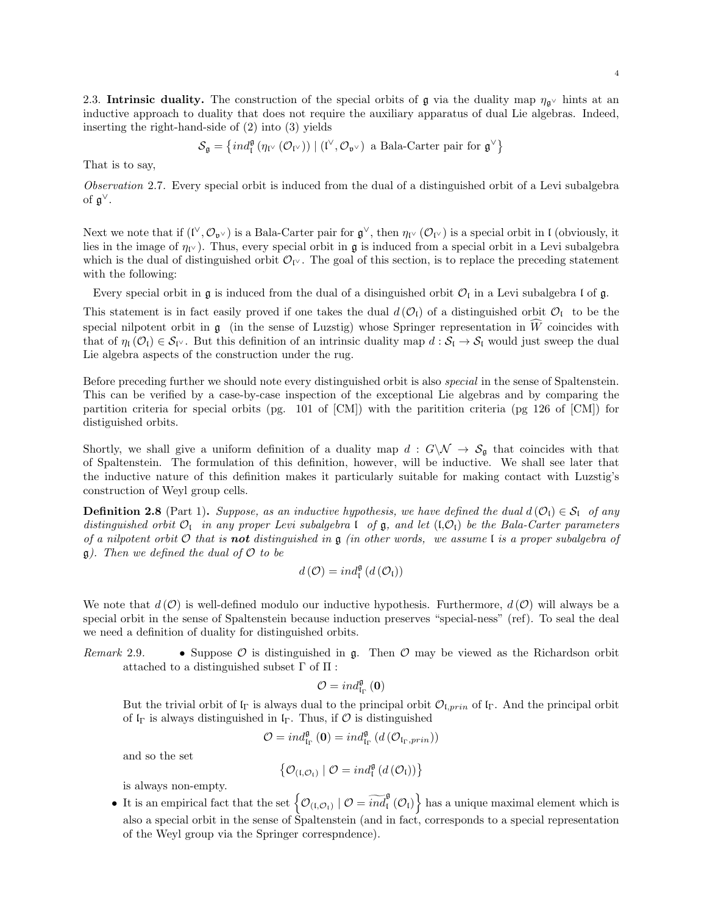2.3. **Intrinsic duality.** The construction of the special orbits of $\mathfrak{g}$ via the duality map $\eta_{\mathfrak{g}^\vee}$ hints at an inductive approach to duality that does not require the auxiliary apparatus of dual Lie algebras. Indeed, inserting the right-hand-side of (2) into (3) yields

$$\mathcal{S}_{\mathfrak{g}} = \left\{ ind_{\mathfrak{l}}^{\mathfrak{g}} \left( \eta_{\mathfrak{l}^\vee} \left( \mathcal{O}_{\mathfrak{l}^\vee} \right) \right) \mid \left( \mathfrak{l}^\vee, \mathcal{O}_{\mathfrak{p}^\vee} \right) \text{ a Bala-Carter pair for } \mathfrak{g}^\vee \right\}$$

That is to say,

*Observation* 2.7. Every special orbit is induced from the dual of a distinguished orbit of a Levi subalgebra of $\mathfrak{g}^\vee$.

Next we note that if $(\mathfrak{l}^\vee, \mathcal{O}_{\mathfrak{p}^\vee})$ is a Bala-Carter pair for $\mathfrak{g}^\vee$, then $\eta_{\mathfrak{l}^\vee}(\mathcal{O}_{\mathfrak{l}^\vee})$ is a special orbit in $\mathfrak{l}$ (obviously, it lies in the image of $\eta_{\mathfrak{l}^\vee}$). Thus, every special orbit in $\mathfrak{g}$ is induced from a special orbit in a Levi subalgebra which is the dual of distinguished orbit $\mathcal{O}_{\mathfrak{l}^\vee}$. The goal of this section, is to replace the preceding statement with the following:

Every special orbit in $\mathfrak{g}$ is induced from the dual of a disinguished orbit $\mathcal{O}_{\mathfrak{l}}$ in a Levi subalgebra $\mathfrak{l}$ of $\mathfrak{g}$.

This statement is in fact easily proved if one takes the dual $d(\mathcal{O}_{\mathfrak{l}})$ of a distinguished orbit $\mathcal{O}_{\mathfrak{l}}$ to be the special nilpotent orbit in $\mathfrak{g}$ (in the sense of Luzstig) whose Springer representation in $\widehat{W}$ coincides with that of $\eta_{\mathfrak{l}}(\mathcal{O}_{\mathfrak{l}}) \in \mathcal{S}_{\mathfrak{l}^\vee}$. But this definition of an intrinsic duality map $d : \mathcal{S}_{\mathfrak{l}} \to \mathcal{S}_{\mathfrak{l}}$ would just sweep the dual Lie algebra aspects of the construction under the rug.

Before preceding further we should note every distinguished orbit is also *special* in the sense of Spaltenstein. This can be verified by a case-by-case inspection of the exceptional Lie algebras and by comparing the partition criteria for special orbits (pg. 101 of [CM]) with the paritition criteria (pg 126 of [CM]) for distiguished orbits.

Shortly, we shall give a uniform definition of a duality map $d : G\backslash\mathcal{N} \to \mathcal{S}_{\mathfrak{g}}$ that coincides with that of Spaltenstein. The formulation of this definition, however, will be inductive. We shall see later that the inductive nature of this definition makes it particularly suitable for making contact with Luzstig's construction of Weyl group cells.

**Definition 2.8** (Part 1)**.** *Suppose, as an inductive hypothesis, we have defined the dual $d(\mathcal{O}_{\mathfrak{l}}) \in \mathcal{S}_{\mathfrak{l}}$ of any distinguished orbit $\mathcal{O}_{\mathfrak{l}}$ in any proper Levi subalgebra $\mathfrak{l}$ of $\mathfrak{g}$, and let $(\mathfrak{l}, \mathcal{O}_{\mathfrak{l}})$ be the Bala-Carter parameters of a nilpotent orbit $\mathcal{O}$ that is **not** distinguished in $\mathfrak{g}$ (in other words, we assume $\mathfrak{l}$ is a proper subalgebra of $\mathfrak{g}$). Then we defined the dual of $\mathcal{O}$ to be*

$$d(\mathcal{O}) = ind_{\mathfrak{l}}^{\mathfrak{g}} \left( d(\mathcal{O}_{\mathfrak{l}}) \right)$$

We note that $d(\mathcal{O})$ is well-defined modulo our inductive hypothesis. Furthermore, $d(\mathcal{O})$ will always be a special orbit in the sense of Spaltenstein because induction preserves "special-ness" (ref). To seal the deal we need a definition of duality for distinguished orbits.

*Remark* 2.9.

- Suppose $\mathcal{O}$ is distinguished in $\mathfrak{g}$. Then $\mathcal{O}$ may be viewed as the Richardson orbit attached to a distinguished subset $\Gamma$ of $\Pi$ :

$$\mathcal{O} = ind_{\mathfrak{l}_\Gamma}^{\mathfrak{g}} (\mathbf{0})$$

But the trivial orbit of $\mathfrak{l}_\Gamma$ is always dual to the principal orbit $\mathcal{O}_{\mathfrak{l},prin}$ of $\mathfrak{l}_\Gamma$. And the principal orbit of $\mathfrak{l}_\Gamma$ is always distinguished in $\mathfrak{l}_\Gamma$. Thus, if $\mathcal{O}$ is distinguished

$$\mathcal{O} = ind_{\mathfrak{l}_\Gamma}^{\mathfrak{g}} (\mathbf{0}) = ind_{\mathfrak{l}_\Gamma}^{\mathfrak{g}} \left( d\left(\mathcal{O}_{\mathfrak{l}_\Gamma,prin}\right) \right)$$

and so the set

$$\left\{ \mathcal{O}_{(\mathfrak{l},\mathcal{O}_{\mathfrak{l}})} \mid \mathcal{O} = ind_{\mathfrak{l}}^{\mathfrak{g}} \left( d(\mathcal{O}_{\mathfrak{l}}) \right) \right\}$$

is always non-empty.

- It is an empirical fact that the set $\left\{ \mathcal{O}_{(\mathfrak{l},\mathcal{O}_{\mathfrak{l}})} \mid \mathcal{O} = \widetilde{ind}_{\mathfrak{l}}^{\mathfrak{g}} (\mathcal{O}_{\mathfrak{l}}) \right\}$ has a unique maximal element which is also a special orbit in the sense of Spaltenstein (and in fact, corresponds to a special representation of the Weyl group via the Springer correspndence).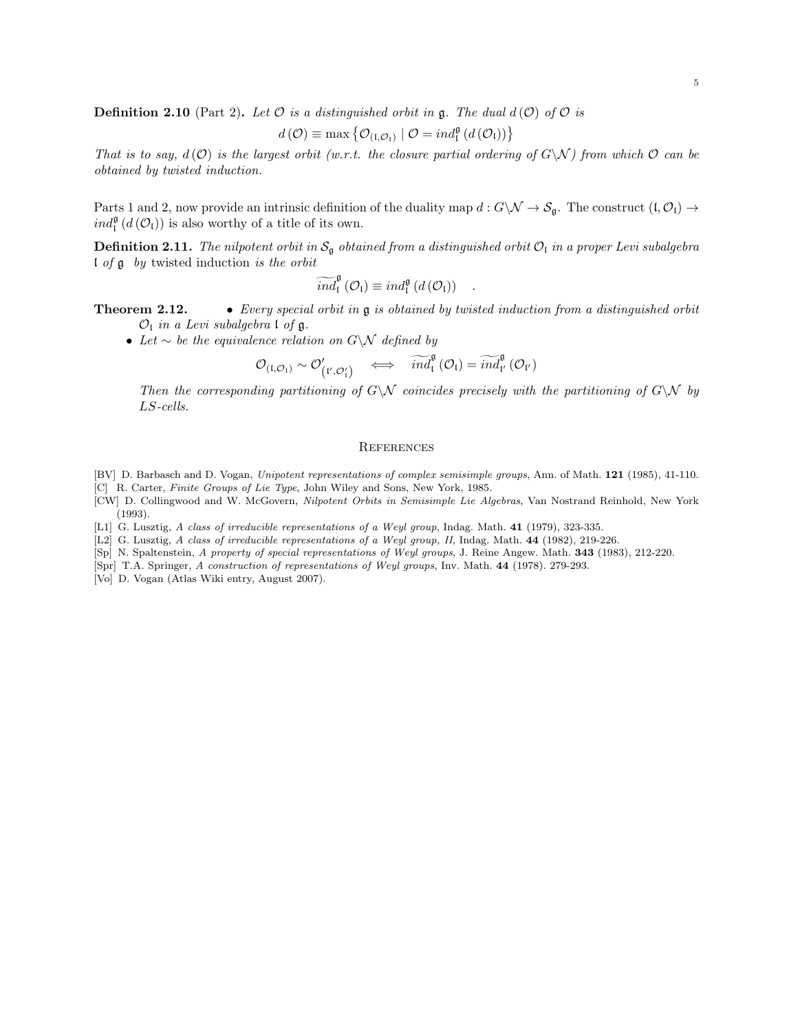**Definition 2.10** (Part 2)**.** *Let $\mathcal{O}$ is a distinguished orbit in $\mathfrak{g}$. The dual $d(\mathcal{O})$ of $\mathcal{O}$ is*

$$d(\mathcal{O}) \equiv \max\left\{\mathcal{O}_{(\mathfrak{l},\mathcal{O}_{\mathfrak{l}})} \mid \mathcal{O} = ind_{\mathfrak{l}}^{\mathfrak{g}}\left(d\left(\mathcal{O}_{\mathfrak{l}}\right)\right)\right\}$$

*That is to say, $d(\mathcal{O})$ is the largest orbit (w.r.t. the closure partial ordering of $G\backslash\mathcal{N}$) from which $\mathcal{O}$ can be obtained by twisted induction.*

Parts 1 and 2, now provide an intrinsic definition of the duality map $d : G\backslash\mathcal{N} \to \mathcal{S}_{\mathfrak{g}}$. The construct $(\mathfrak{l},\mathcal{O}_{\mathfrak{l}}) \to ind_{\mathfrak{l}}^{\mathfrak{g}}\left(d\left(\mathcal{O}_{\mathfrak{l}}\right)\right)$ is also worthy of a title of its own.

**Definition 2.11.** *The nilpotent orbit in $\mathcal{S}_{\mathfrak{g}}$ obtained from a distinguished orbit $\mathcal{O}_{\mathfrak{l}}$ in a proper Levi subalgebra $\mathfrak{l}$ of $\mathfrak{g}$ by* twisted induction *is the orbit*

$$\widetilde{ind}_{\mathfrak{l}}^{\mathfrak{g}}\left(\mathcal{O}_{\mathfrak{l}}\right) \equiv ind_{\mathfrak{l}}^{\mathfrak{g}}\left(d\left(\mathcal{O}_{\mathfrak{l}}\right)\right) \quad .$$

**Theorem 2.12.**

- *Every special orbit in $\mathfrak{g}$ is obtained by twisted induction from a distinguished orbit $\mathcal{O}_{\mathfrak{l}}$ in a Levi subalgebra $\mathfrak{l}$ of $\mathfrak{g}$.*
- *Let $\sim$ be the equivalence relation on $G\backslash\mathcal{N}$ defined by*

$$\mathcal{O}_{(\mathfrak{l},\mathcal{O}_{\mathfrak{l}})} \sim \mathcal{O}'_{\left(\mathfrak{l}',\mathcal{O}'_{\mathfrak{l}}\right)} \iff \widetilde{ind}_{\mathfrak{l}}^{\mathfrak{g}}\left(\mathcal{O}_{\mathfrak{l}}\right) = \widetilde{ind}_{\mathfrak{l}'}^{\mathfrak{g}}\left(\mathcal{O}_{\mathfrak{l}'}\right)$$

*Then the corresponding partitioning of $G\backslash\mathcal{N}$ coincides precisely with the partitioning of $G\backslash\mathcal{N}$ by LS-cells.*

## References

[BV] D. Barbasch and D. Vogan, *Unipotent representations of complex semisimple groups*, Ann. of Math. **121** (1985), 41-110.

[C] R. Carter, *Finite Groups of Lie Type*, John Wiley and Sons, New York, 1985.

[CW] D. Collingwood and W. McGovern, *Nilpotent Orbits in Semisimple Lie Algebras*, Van Nostrand Reinhold, New York (1993).

[L1] G. Lusztig, *A class of irreducible representations of a Weyl group*, Indag. Math. **41** (1979), 323-335.

[L2] G. Lusztig, *A class of irreducible representations of a Weyl group, II*, Indag. Math. **44** (1982), 219-226.

[Sp] N. Spaltenstein, *A property of special representations of Weyl groups*, J. Reine Angew. Math. **343** (1983), 212-220.

[Spr] T.A. Springer, *A construction of representations of Weyl groups*, Inv. Math. **44** (1978). 279-293.

[Vo] D. Vogan (Atlas Wiki entry, August 2007).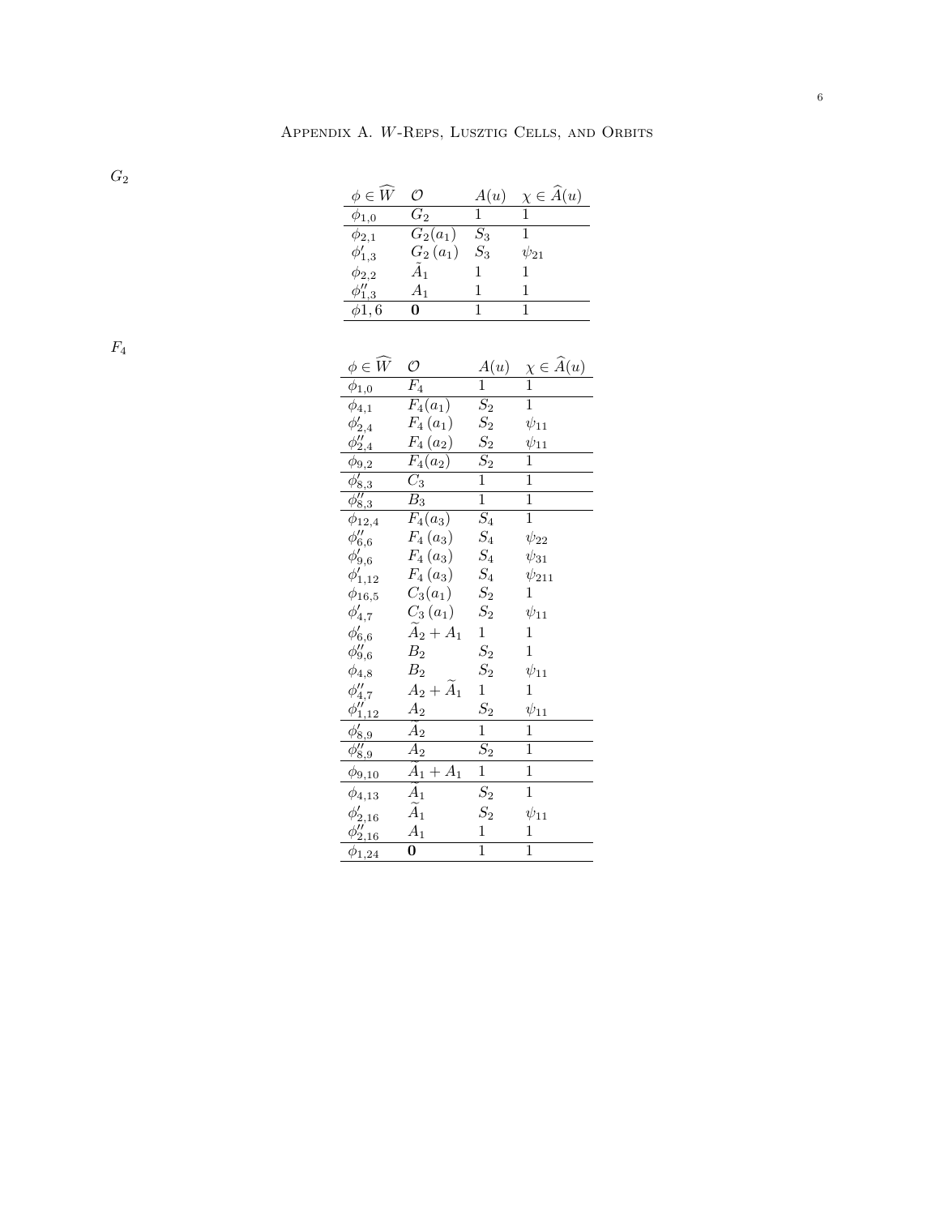## Appendix A. $W$-Reps, Lusztig Cells, and Orbits

$G_2$

| $\phi \in \widehat{W}$ | $\mathcal{O}$ | $A(u)$ | $\chi \in \widehat{A}(u)$ |
|---|---|---|---|
| $\phi_{1,0}$ | $G_2$ | 1 | 1 |
| $\phi_{2,1}$ | $G_2(a_1)$ | $S_3$ | 1 |
| $\phi'_{1,3}$ | $G_2\,(a_1)$ | $S_3$ | $\psi_{21}$ |
| $\phi_{2,2}$ | $\tilde{A}_1$ | 1 | 1 |
| $\phi''_{1,3}$ | $A_1$ | 1 | 1 |
| $\phi 1, 6$ | $\mathbf{0}$ | 1 | 1 |

$F_4$

| $\phi \in \widehat{W}$ | $\mathcal{O}$ | $A(u)$ | $\chi \in \widehat{A}(u)$ |
|---|---|---|---|
| $\phi_{1,0}$ | $F_4$ | 1 | 1 |
| $\phi_{4,1}$ | $F_4(a_1)$ | $S_2$ | 1 |
| $\phi'_{2,4}$ | $F_4\,(a_1)$ | $S_2$ | $\psi_{11}$ |
| $\phi''_{2,4}$ | $F_4\,(a_2)$ | $S_2$ | $\psi_{11}$ |
| $\phi_{9,2}$ | $F_4(a_2)$ | $S_2$ | 1 |
| $\phi'_{8,3}$ | $C_3$ | 1 | 1 |
| $\phi''_{8,3}$ | $B_3$ | 1 | 1 |
| $\phi_{12,4}$ | $F_4(a_3)$ | $S_4$ | 1 |
| $\phi''_{6,6}$ | $F_4\,(a_3)$ | $S_4$ | $\psi_{22}$ |
| $\phi'_{9,6}$ | $F_4\,(a_3)$ | $S_4$ | $\psi_{31}$ |
| $\phi'_{1,12}$ | $F_4\,(a_3)$ | $S_4$ | $\psi_{211}$ |
| $\phi_{16,5}$ | $C_3(a_1)$ | $S_2$ | 1 |
| $\phi'_{4,7}$ | $C_3\,(a_1)$ | $S_2$ | $\psi_{11}$ |
| $\phi'_{6,6}$ | $\widetilde{A}_2 + A_1$ | 1 | 1 |
| $\phi''_{9,6}$ | $B_2$ | $S_2$ | 1 |
| $\phi_{4,8}$ | $B_2$ | $S_2$ | $\psi_{11}$ |
| $\phi''_{4,7}$ | $A_2 + \widetilde{A}_1$ | 1 | 1 |
| $\phi''_{1,12}$ | $A_2$ | $S_2$ | $\psi_{11}$ |
| $\phi'_{8,9}$ | $\widetilde{A}_2$ | 1 | 1 |
| $\phi''_{8,9}$ | $A_2$ | $S_2$ | 1 |
| $\phi_{9,10}$ | $\tilde{A}_1 + A_1$ | 1 | 1 |
| $\phi_{4,13}$ | $\tilde{A}_1$ | $S_2$ | 1 |
| $\phi'_{2,16}$ | $\widetilde{A}_1$ | $S_2$ | $\psi_{11}$ |
| $\phi''_{2,16}$ | $A_1$ | 1 | 1 |
| $\phi_{1,24}$ | $\mathbf{0}$ | 1 | 1 |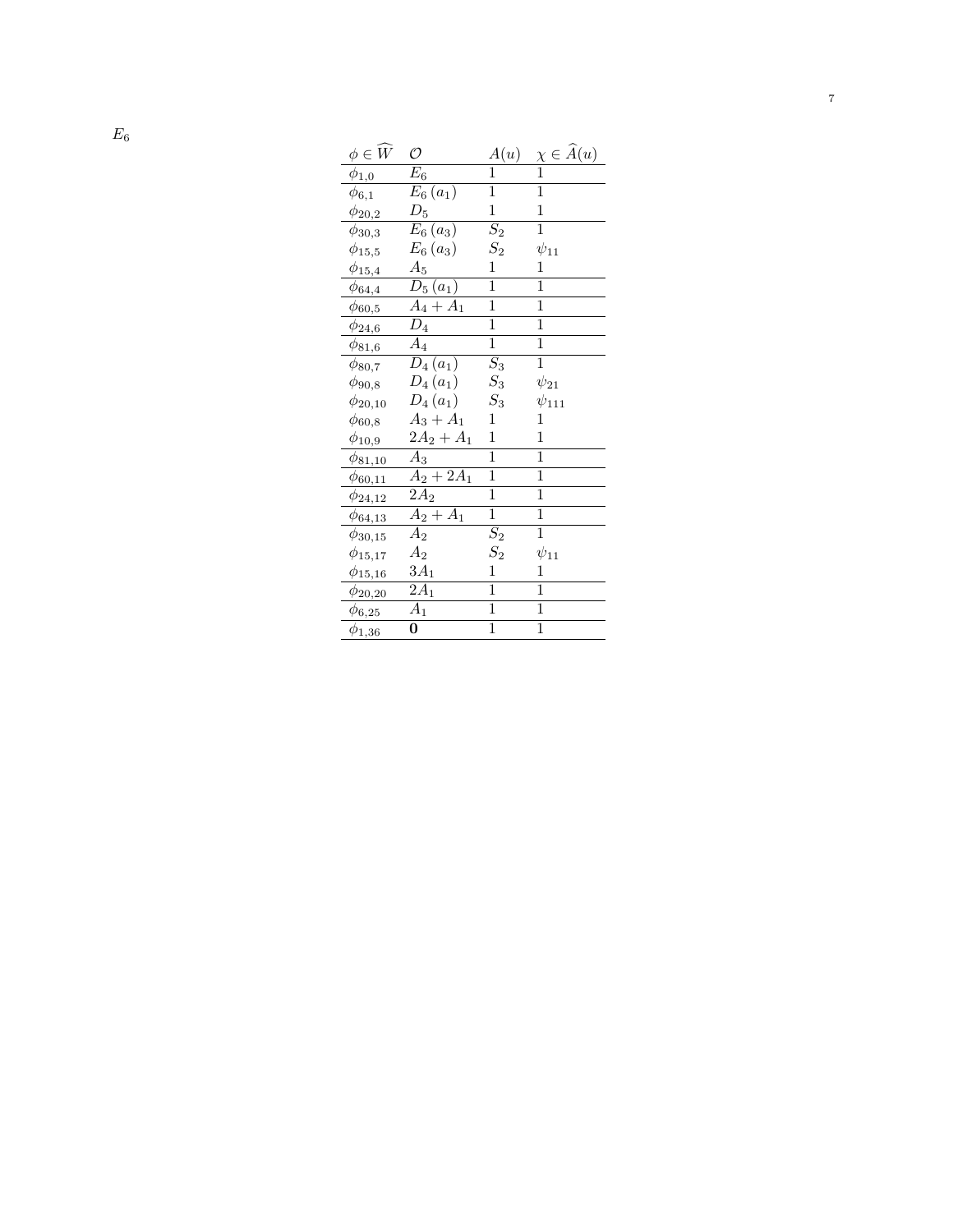$E_6$

| $\phi \in \widehat{W}$ | $\mathcal{O}$ | $A(u)$ | $\chi \in \widehat{A}(u)$ |
|---|---|---|---|
| $\phi_{1,0}$ | $E_6$ | 1 | 1 |
| $\phi_{6,1}$ | $E_6\,(a_1)$ | 1 | 1 |
| $\phi_{20,2}$ | $D_5$ | 1 | 1 |
| $\phi_{30,3}$ | $E_6\,(a_3)$ | $S_2$ | 1 |
| $\phi_{15,5}$ | $E_6\,(a_3)$ | $S_2$ | $\psi_{11}$ |
| $\phi_{15,4}$ | $A_5$ | 1 | 1 |
| $\phi_{64,4}$ | $D_5\,(a_1)$ | 1 | 1 |
| $\phi_{60,5}$ | $A_4 + A_1$ | 1 | 1 |
| $\phi_{24,6}$ | $D_4$ | 1 | 1 |
| $\phi_{81,6}$ | $A_4$ | 1 | 1 |
| $\phi_{80,7}$ | $D_4\,(a_1)$ | $S_3$ | 1 |
| $\phi_{90,8}$ | $D_4\,(a_1)$ | $S_3$ | $\psi_{21}$ |
| $\phi_{20,10}$ | $D_4\,(a_1)$ | $S_3$ | $\psi_{111}$ |
| $\phi_{60,8}$ | $A_3 + A_1$ | 1 | 1 |
| $\phi_{10,9}$ | $2A_2 + A_1$ | 1 | 1 |
| $\phi_{81,10}$ | $A_3$ | 1 | 1 |
| $\phi_{60,11}$ | $A_2 + 2A_1$ | 1 | 1 |
| $\phi_{24,12}$ | $2A_2$ | 1 | 1 |
| $\phi_{64,13}$ | $A_2 + A_1$ | 1 | 1 |
| $\phi_{30,15}$ | $A_2$ | $S_2$ | 1 |
| $\phi_{15,17}$ | $A_2$ | $S_2$ | $\psi_{11}$ |
| $\phi_{15,16}$ | $3A_1$ | 1 | 1 |
| $\phi_{20,20}$ | $2A_1$ | 1 | 1 |
| $\phi_{6,25}$ | $A_1$ | 1 | 1 |
| $\phi_{1,36}$ | $\mathbf{0}$ | 1 | 1 |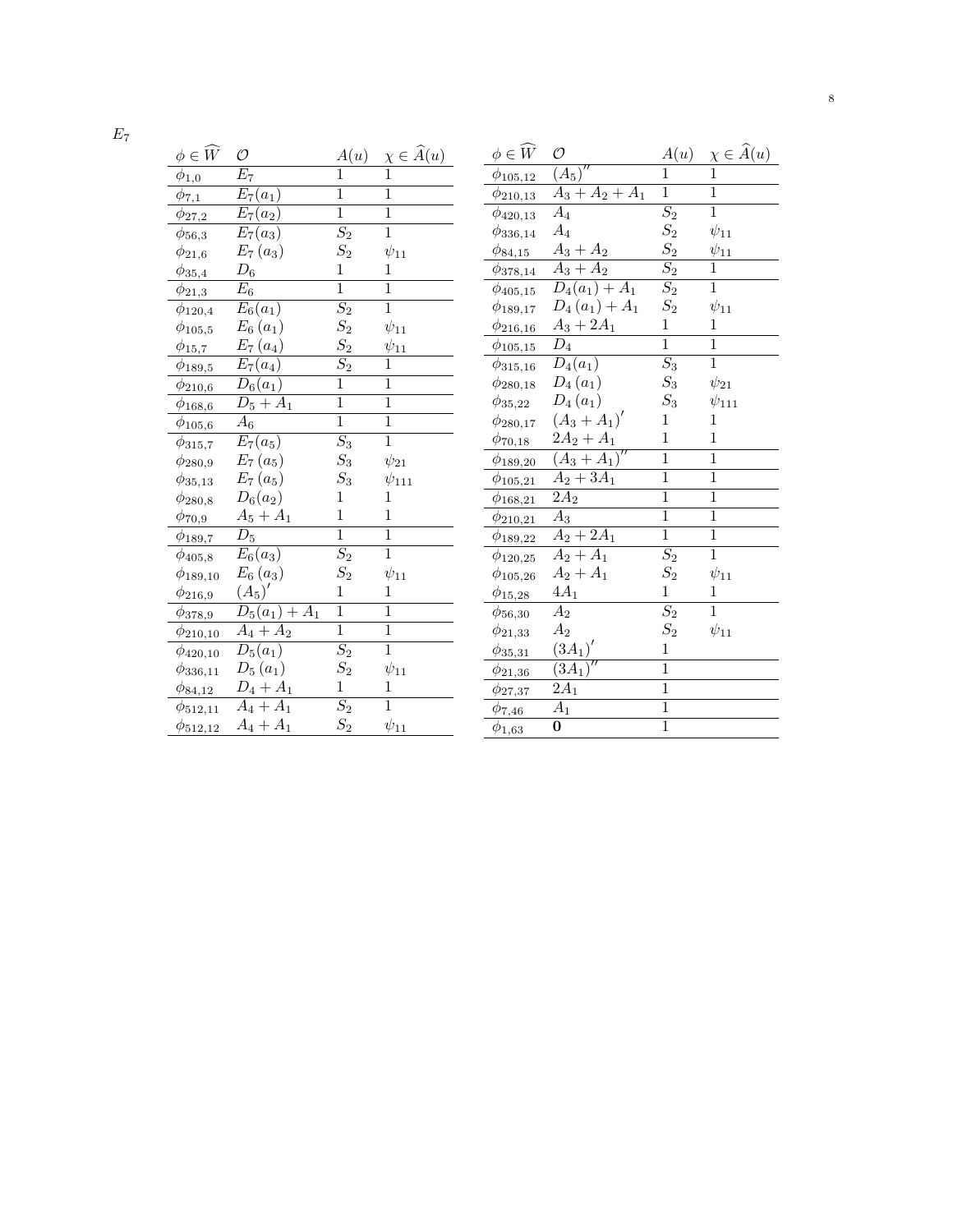$E_7$

| $\phi \in \widehat{W}$ | $\mathcal{O}$ | $A(u)$ | $\chi \in \widehat{A}(u)$ |
|---|---|---|---|
| $\phi_{1,0}$ | $E_7$ | 1 | 1 |
| $\phi_{7,1}$ | $E_7(a_1)$ | 1 | 1 |
| $\phi_{27,2}$ | $E_7(a_2)$ | 1 | 1 |
| $\phi_{56,3}$ | $E_7(a_3)$ | $S_2$ | 1 |
| $\phi_{21,6}$ | $E_7(a_3)$ | $S_2$ | $\psi_{11}$ |
| $\phi_{35,4}$ | $D_6$ | 1 | 1 |
| $\phi_{21,3}$ | $E_6$ | 1 | 1 |
| $\phi_{120,4}$ | $E_6(a_1)$ | $S_2$ | 1 |
| $\phi_{105,5}$ | $E_6(a_1)$ | $S_2$ | $\psi_{11}$ |
| $\phi_{15,7}$ | $E_7(a_4)$ | $S_2$ | $\psi_{11}$ |
| $\phi_{189,5}$ | $E_7(a_4)$ | $S_2$ | 1 |
| $\phi_{210,6}$ | $D_6(a_1)$ | 1 | 1 |
| $\phi_{168,6}$ | $D_5+A_1$ | 1 | 1 |
| $\phi_{105,6}$ | $A_6$ | 1 | 1 |
| $\phi_{315,7}$ | $E_7(a_5)$ | $S_3$ | 1 |
| $\phi_{280,9}$ | $E_7(a_5)$ | $S_3$ | $\psi_{21}$ |
| $\phi_{35,13}$ | $E_7(a_5)$ | $S_3$ | $\psi_{111}$ |
| $\phi_{280,8}$ | $D_6(a_2)$ | 1 | 1 |
| $\phi_{70,9}$ | $A_5+A_1$ | 1 | 1 |
| $\phi_{189,7}$ | $D_5$ | 1 | 1 |
| $\phi_{405,8}$ | $E_6(a_3)$ | $S_2$ | 1 |
| $\phi_{189,10}$ | $E_6(a_3)$ | $S_2$ | $\psi_{11}$ |
| $\phi_{216,9}$ | $(A_5)'$ | 1 | 1 |
| $\phi_{378,9}$ | $D_5(a_1)+A_1$ | 1 | 1 |
| $\phi_{210,10}$ | $A_4+A_2$ | 1 | 1 |
| $\phi_{420,10}$ | $D_5(a_1)$ | $S_2$ | 1 |
| $\phi_{336,11}$ | $D_5(a_1)$ | $S_2$ | $\psi_{11}$ |
| $\phi_{84,12}$ | $D_4+A_1$ | 1 | 1 |
| $\phi_{512,11}$ | $A_4+A_1$ | $S_2$ | 1 |
| $\phi_{512,12}$ | $A_4+A_1$ | $S_2$ | $\psi_{11}$ |

| $\phi \in \widehat{W}$ | $\mathcal{O}$ | $A(u)$ | $\chi \in \widehat{A}(u)$ |
|---|---|---|---|
| $\phi_{105,12}$ | $(A_5)''$ | 1 | 1 |
| $\phi_{210,13}$ | $A_3+A_2+A_1$ | 1 | 1 |
| $\phi_{420,13}$ | $A_4$ | $S_2$ | 1 |
| $\phi_{336,14}$ | $A_4$ | $S_2$ | $\psi_{11}$ |
| $\phi_{84,15}$ | $A_3+A_2$ | $S_2$ | $\psi_{11}$ |
| $\phi_{378,14}$ | $A_3+A_2$ | $S_2$ | 1 |
| $\phi_{405,15}$ | $D_4(a_1)+A_1$ | $S_2$ | 1 |
| $\phi_{189,17}$ | $D_4(a_1)+A_1$ | $S_2$ | $\psi_{11}$ |
| $\phi_{216,16}$ | $A_3+2A_1$ | 1 | 1 |
| $\phi_{105,15}$ | $D_4$ | 1 | 1 |
| $\phi_{315,16}$ | $D_4(a_1)$ | $S_3$ | 1 |
| $\phi_{280,18}$ | $D_4(a_1)$ | $S_3$ | $\psi_{21}$ |
| $\phi_{35,22}$ | $D_4(a_1)$ | $S_3$ | $\psi_{111}$ |
| $\phi_{280,17}$ | $(A_3+A_1)'$ | 1 | 1 |
| $\phi_{70,18}$ | $2A_2+A_1$ | 1 | 1 |
| $\phi_{189,20}$ | $(A_3+A_1)''$ | 1 | 1 |
| $\phi_{105,21}$ | $A_2+3A_1$ | 1 | 1 |
| $\phi_{168,21}$ | $2A_2$ | 1 | 1 |
| $\phi_{210,21}$ | $A_3$ | 1 | 1 |
| $\phi_{189,22}$ | $A_2+2A_1$ | 1 | 1 |
| $\phi_{120,25}$ | $A_2+A_1$ | $S_2$ | 1 |
| $\phi_{105,26}$ | $A_2+A_1$ | $S_2$ | $\psi_{11}$ |
| $\phi_{15,28}$ | $4A_1$ | 1 | 1 |
| $\phi_{56,30}$ | $A_2$ | $S_2$ | 1 |
| $\phi_{21,33}$ | $A_2$ | $S_2$ | $\psi_{11}$ |
| $\phi_{35,31}$ | $(3A_1)'$ | 1 | |
| $\phi_{21,36}$ | $(3A_1)''$ | 1 | |
| $\phi_{27,37}$ | $2A_1$ | 1 | |
| $\phi_{7,46}$ | $A_1$ | 1 | |
| $\phi_{1,63}$ | $\mathbf{0}$ | 1 | |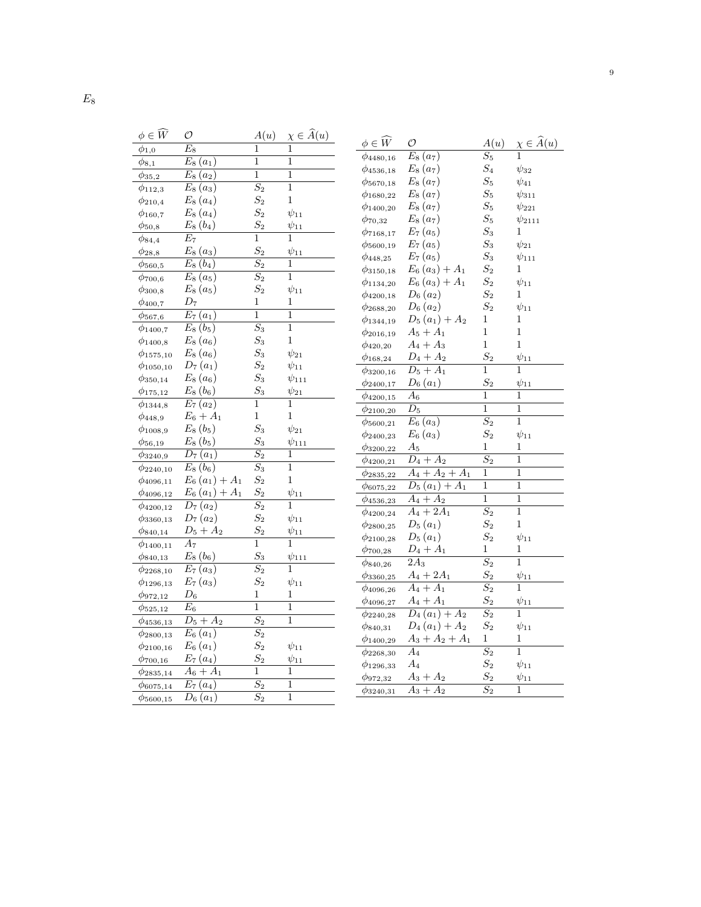$E_8$

| $\phi \in \widehat{W}$ | $\mathcal{O}$ | $A(u)$ | $\chi \in \widehat{A}(u)$ |
|---|---|---|---|
| $\phi_{1,0}$ | $E_8$ | 1 | 1 |
| $\phi_{8,1}$ | $E_8\,(a_1)$ | 1 | 1 |
| $\phi_{35,2}$ | $E_8\,(a_2)$ | 1 | 1 |
| $\phi_{112,3}$ | $E_8\,(a_3)$ | $S_2$ | 1 |
| $\phi_{210,4}$ | $E_8\,(a_4)$ | $S_2$ | 1 |
| $\phi_{160,7}$ | $E_8\,(a_4)$ | $S_2$ | $\psi_{11}$ |
| $\phi_{50,8}$ | $E_8\,(b_4)$ | $S_2$ | $\psi_{11}$ |
| $\phi_{84,4}$ | $E_7$ | 1 | 1 |
| $\phi_{28,8}$ | $E_8\,(a_3)$ | $S_2$ | $\psi_{11}$ |
| $\phi_{560,5}$ | $E_8\,(b_4)$ | $S_2$ | 1 |
| $\phi_{700,6}$ | $E_8\,(a_5)$ | $S_2$ | 1 |
| $\phi_{300,8}$ | $E_8\,(a_5)$ | $S_2$ | $\psi_{11}$ |
| $\phi_{400,7}$ | $D_7$ | 1 | 1 |
| $\phi_{567,6}$ | $E_7\,(a_1)$ | 1 | 1 |
| $\phi_{1400,7}$ | $E_8\,(b_5)$ | $S_3$ | 1 |
| $\phi_{1400,8}$ | $E_8\,(a_6)$ | $S_3$ | 1 |
| $\phi_{1575,10}$ | $E_8\,(a_6)$ | $S_3$ | $\psi_{21}$ |
| $\phi_{1050,10}$ | $D_7\,(a_1)$ | $S_2$ | $\psi_{11}$ |
| $\phi_{350,14}$ | $E_8\,(a_6)$ | $S_3$ | $\psi_{111}$ |
| $\phi_{175,12}$ | $E_8\,(b_6)$ | $S_3$ | $\psi_{21}$ |
| $\phi_{1344,8}$ | $E_7\,(a_2)$ | 1 | 1 |
| $\phi_{448,9}$ | $E_6+A_1$ | 1 | 1 |
| $\phi_{1008,9}$ | $E_8\,(b_5)$ | $S_3$ | $\psi_{21}$ |
| $\phi_{56,19}$ | $E_8\,(b_5)$ | $S_3$ | $\psi_{111}$ |
| $\phi_{3240,9}$ | $D_7\,(a_1)$ | $S_2$ | 1 |
| $\phi_{2240,10}$ | $E_8\,(b_6)$ | $S_3$ | 1 |
| $\phi_{4096,11}$ | $E_6\,(a_1)+A_1$ | $S_2$ | 1 |
| $\phi_{4096,12}$ | $E_6\,(a_1)+A_1$ | $S_2$ | $\psi_{11}$ |
| $\phi_{4200,12}$ | $D_7\,(a_2)$ | $S_2$ | 1 |
| $\phi_{3360,13}$ | $D_7\,(a_2)$ | $S_2$ | $\psi_{11}$ |
| $\phi_{840,14}$ | $D_5+A_2$ | $S_2$ | $\psi_{11}$ |
| $\phi_{1400,11}$ | $A_7$ | 1 | 1 |
| $\phi_{840,13}$ | $E_8\,(b_6)$ | $S_3$ | $\psi_{111}$ |
| $\phi_{2268,10}$ | $E_7\,(a_3)$ | $S_2$ | 1 |
| $\phi_{1296,13}$ | $E_7\,(a_3)$ | $S_2$ | $\psi_{11}$ |
| $\phi_{972,12}$ | $D_6$ | 1 | 1 |
| $\phi_{525,12}$ | $E_6$ | 1 | 1 |
| $\phi_{4536,13}$ | $D_5+A_2$ | $S_2$ | 1 |
| $\phi_{2800,13}$ | $E_6\,(a_1)$ | $S_2$ | |
| $\phi_{2100,16}$ | $E_6\,(a_1)$ | $S_2$ | $\psi_{11}$ |
| $\phi_{700,16}$ | $E_7\,(a_4)$ | $S_2$ | $\psi_{11}$ |
| $\phi_{2835,14}$ | $A_6+A_1$ | 1 | 1 |
| $\phi_{6075,14}$ | $E_7\,(a_4)$ | $S_2$ | 1 |
| $\phi_{5600,15}$ | $D_6\,(a_1)$ | $S_2$ | 1 |

| $\phi \in \widehat{W}$ | $\mathcal{O}$ | $A(u)$ | $\chi \in \widehat{A}(u)$ |
|---|---|---|---|
| $\phi_{4480,16}$ | $E_8\,(a_7)$ | $S_5$ | 1 |
| $\phi_{4536,18}$ | $E_8\,(a_7)$ | $S_4$ | $\psi_{32}$ |
| $\phi_{5670,18}$ | $E_8\,(a_7)$ | $S_5$ | $\psi_{41}$ |
| $\phi_{1680,22}$ | $E_8\,(a_7)$ | $S_5$ | $\psi_{311}$ |
| $\phi_{1400,20}$ | $E_8\,(a_7)$ | $S_5$ | $\psi_{221}$ |
| $\phi_{70,32}$ | $E_8\,(a_7)$ | $S_5$ | $\psi_{2111}$ |
| $\phi_{7168,17}$ | $E_7\,(a_5)$ | $S_3$ | 1 |
| $\phi_{5600,19}$ | $E_7\,(a_5)$ | $S_3$ | $\psi_{21}$ |
| $\phi_{448,25}$ | $E_7\,(a_5)$ | $S_3$ | $\psi_{111}$ |
| $\phi_{3150,18}$ | $E_6\,(a_3)+A_1$ | $S_2$ | 1 |
| $\phi_{1134,20}$ | $E_6\,(a_3)+A_1$ | $S_2$ | $\psi_{11}$ |
| $\phi_{4200,18}$ | $D_6\,(a_2)$ | $S_2$ | 1 |
| $\phi_{2688,20}$ | $D_6\,(a_2)$ | $S_2$ | $\psi_{11}$ |
| $\phi_{1344,19}$ | $D_5\,(a_1)+A_2$ | 1 | 1 |
| $\phi_{2016,19}$ | $A_5+A_1$ | 1 | 1 |
| $\phi_{420,20}$ | $A_4+A_3$ | 1 | 1 |
| $\phi_{168,24}$ | $D_4+A_2$ | $S_2$ | $\psi_{11}$ |
| $\phi_{3200,16}$ | $D_5+A_1$ | 1 | 1 |
| $\phi_{2400,17}$ | $D_6\,(a_1)$ | $S_2$ | $\psi_{11}$ |
| $\phi_{4200,15}$ | $A_6$ | 1 | 1 |
| $\phi_{2100,20}$ | $D_5$ | 1 | 1 |
| $\phi_{5600,21}$ | $E_6\,(a_3)$ | $S_2$ | 1 |
| $\phi_{2400,23}$ | $E_6\,(a_3)$ | $S_2$ | $\psi_{11}$ |
| $\phi_{3200,22}$ | $A_5$ | 1 | 1 |
| $\phi_{4200,21}$ | $D_4+A_2$ | $S_2$ | 1 |
| $\phi_{2835,22}$ | $A_4+A_2+A_1$ | 1 | 1 |
| $\phi_{6075,22}$ | $D_5\,(a_1)+A_1$ | 1 | 1 |
| $\phi_{4536,23}$ | $A_4+A_2$ | 1 | 1 |
| $\phi_{4200,24}$ | $A_4+2A_1$ | $S_2$ | 1 |
| $\phi_{2800,25}$ | $D_5\,(a_1)$ | $S_2$ | 1 |
| $\phi_{2100,28}$ | $D_5\,(a_1)$ | $S_2$ | $\psi_{11}$ |
| $\phi_{700,28}$ | $D_4+A_1$ | 1 | 1 |
| $\phi_{840,26}$ | $2A_3$ | $S_2$ | 1 |
| $\phi_{3360,25}$ | $A_4+2A_1$ | $S_2$ | $\psi_{11}$ |
| $\phi_{4096,26}$ | $A_4+A_1$ | $S_2$ | 1 |
| $\phi_{4096,27}$ | $A_4+A_1$ | $S_2$ | $\psi_{11}$ |
| $\phi_{2240,28}$ | $D_4\,(a_1)+A_2$ | $S_2$ | 1 |
| $\phi_{840,31}$ | $D_4\,(a_1)+A_2$ | $S_2$ | $\psi_{11}$ |
| $\phi_{1400,29}$ | $A_3+A_2+A_1$ | 1 | 1 |
| $\phi_{2268,30}$ | $A_4$ | $S_2$ | 1 |
| $\phi_{1296,33}$ | $A_4$ | $S_2$ | $\psi_{11}$ |
| $\phi_{972,32}$ | $A_3+A_2$ | $S_2$ | $\psi_{11}$ |
| $\phi_{3240,31}$ | $A_3+A_2$ | $S_2$ | 1 |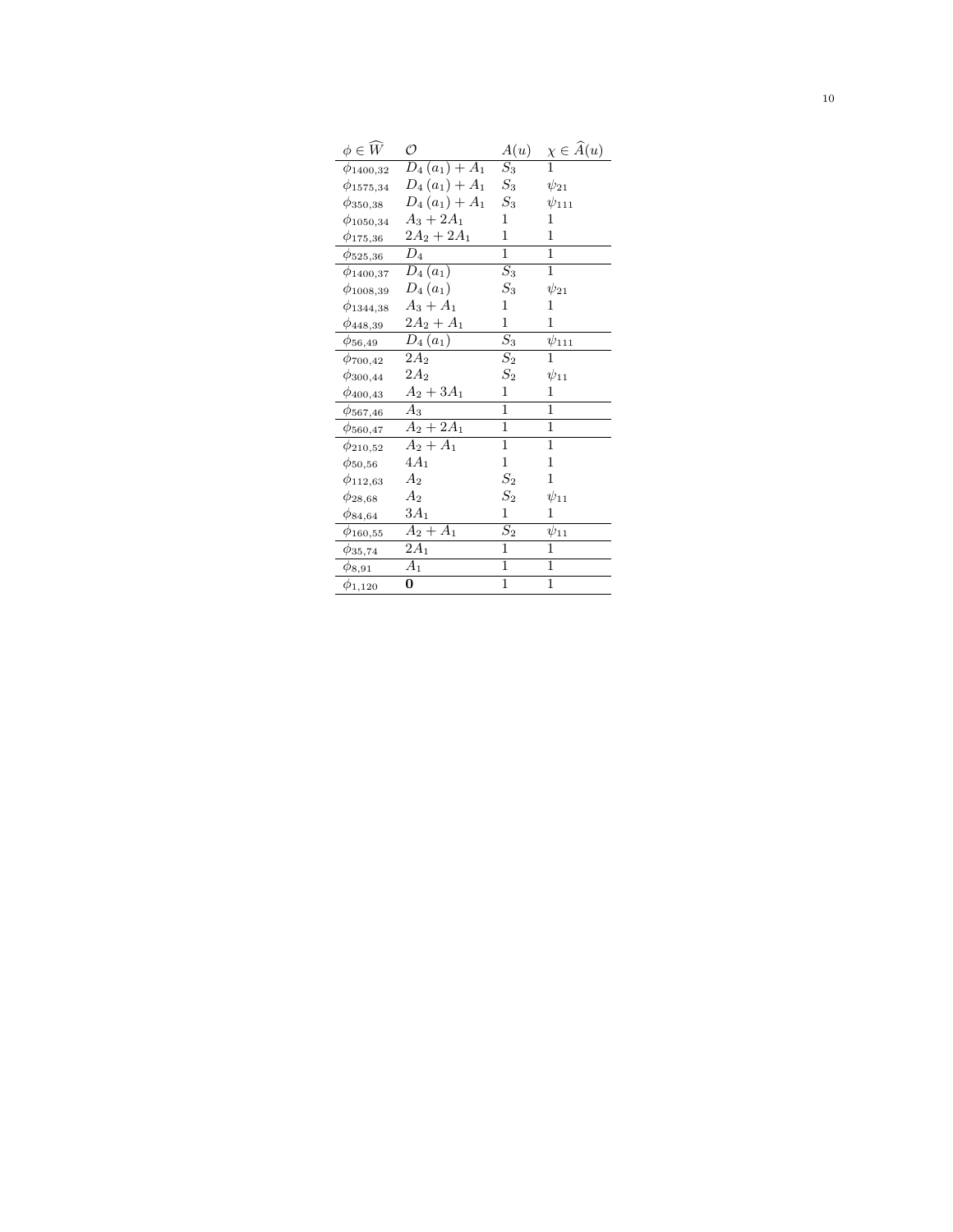| $\phi \in \widehat{W}$ | $\mathcal{O}$ | $A(u)$ | $\chi \in \widehat{A}(u)$ |
|---|---|---|---|
| $\phi_{1400,32}$ | $D_4\,(a_1) + A_1$ | $S_3$ | $1$ |
| $\phi_{1575,34}$ | $D_4\,(a_1) + A_1$ | $S_3$ | $\psi_{21}$ |
| $\phi_{350,38}$ | $D_4\,(a_1) + A_1$ | $S_3$ | $\psi_{111}$ |
| $\phi_{1050,34}$ | $A_3 + 2A_1$ | $1$ | $1$ |
| $\phi_{175,36}$ | $2A_2 + 2A_1$ | $1$ | $1$ |
| $\phi_{525,36}$ | $D_4$ | $1$ | $1$ |
| $\phi_{1400,37}$ | $D_4\,(a_1)$ | $S_3$ | $1$ |
| $\phi_{1008,39}$ | $D_4\,(a_1)$ | $S_3$ | $\psi_{21}$ |
| $\phi_{1344,38}$ | $A_3 + A_1$ | $1$ | $1$ |
| $\phi_{448,39}$ | $2A_2 + A_1$ | $1$ | $1$ |
| $\phi_{56,49}$ | $D_4\,(a_1)$ | $S_3$ | $\psi_{111}$ |
| $\phi_{700,42}$ | $2A_2$ | $S_2$ | $1$ |
| $\phi_{300,44}$ | $2A_2$ | $S_2$ | $\psi_{11}$ |
| $\phi_{400,43}$ | $A_2 + 3A_1$ | $1$ | $1$ |
| $\phi_{567,46}$ | $A_3$ | $1$ | $1$ |
| $\phi_{560,47}$ | $A_2 + 2A_1$ | $1$ | $1$ |
| $\phi_{210,52}$ | $A_2 + A_1$ | $1$ | $1$ |
| $\phi_{50,56}$ | $4A_1$ | $1$ | $1$ |
| $\phi_{112,63}$ | $A_2$ | $S_2$ | $1$ |
| $\phi_{28,68}$ | $A_2$ | $S_2$ | $\psi_{11}$ |
| $\phi_{84,64}$ | $3A_1$ | $1$ | $1$ |
| $\phi_{160,55}$ | $A_2 + A_1$ | $S_2$ | $\psi_{11}$ |
| $\phi_{35,74}$ | $2A_1$ | $1$ | $1$ |
| $\phi_{8,91}$ | $A_1$ | $1$ | $1$ |
| $\phi_{1,120}$ | $\mathbf{0}$ | $1$ | $1$ |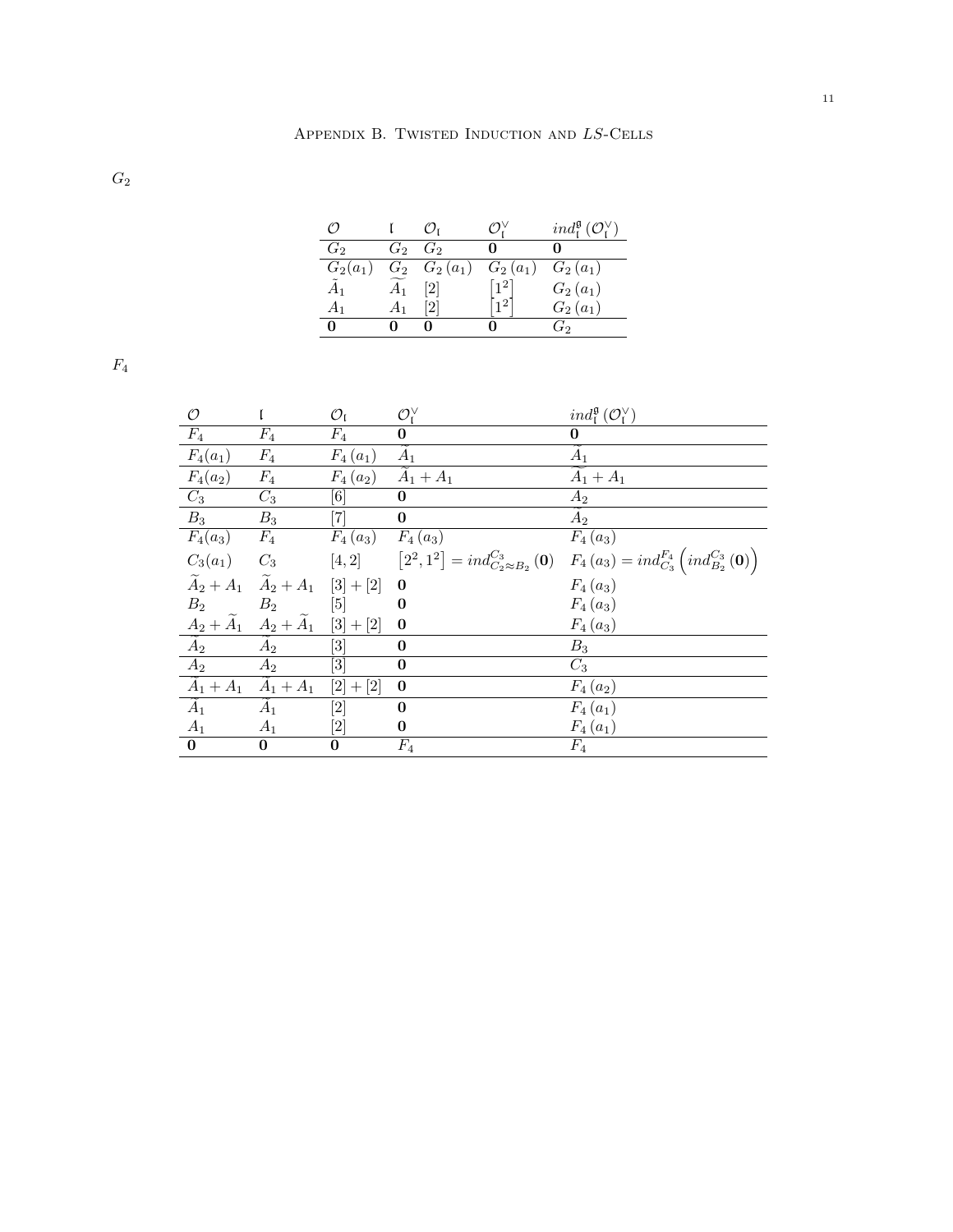## Appendix B. Twisted Induction and $LS$-Cells

$G_2$

| $\mathcal{O}$ | $\mathfrak{l}$ | $\mathcal{O}_{\mathfrak{l}}$ | $\mathcal{O}_{\mathfrak{l}}^{\vee}$ | $ind_{\mathfrak{l}}^{\mathfrak{g}}(\mathcal{O}_{\mathfrak{l}}^{\vee})$ |
|---|---|---|---|---|
| $G_2$ | $G_2$ | $G_2$ | $\mathbf{0}$ | $\mathbf{0}$ |
| $G_2(a_1)$ | $G_2$ | $G_2(a_1)$ | $G_2(a_1)$ | $G_2(a_1)$ |
| $\tilde{A}_1$ | $\widetilde{A}_1$ | $[2]$ | $[1^2]$ | $G_2(a_1)$ |
| $A_1$ | $A_1$ | $[2]$ | $[1^2]$ | $G_2(a_1)$ |
| $\mathbf{0}$ | $\mathbf{0}$ | $\mathbf{0}$ | $\mathbf{0}$ | $G_2$ |

$F_4$

| $\mathcal{O}$ | $\mathfrak{l}$ | $\mathcal{O}_{\mathfrak{l}}$ | $\mathcal{O}_{\mathfrak{l}}^{\vee}$ | $ind_{\mathfrak{l}}^{\mathfrak{g}}(\mathcal{O}_{\mathfrak{l}}^{\vee})$ |
|---|---|---|---|---|
| $F_4$ | $F_4$ | $F_4$ | $\mathbf{0}$ | $\mathbf{0}$ |
| $F_4(a_1)$ | $F_4$ | $F_4(a_1)$ | $\widetilde{A}_1$ | $\widetilde{A}_1$ |
| $F_4(a_2)$ | $F_4$ | $F_4(a_2)$ | $\widetilde{A}_1 + A_1$ | $\widetilde{A}_1 + A_1$ |
| $C_3$ | $C_3$ | $[6]$ | $\mathbf{0}$ | $A_2$ |
| $B_3$ | $B_3$ | $[7]$ | $\mathbf{0}$ | $\widetilde{A}_2$ |
| $F_4(a_3)$ | $F_4$ | $F_4(a_3)$ | $F_4(a_3)$ | $F_4(a_3)$ |
| $C_3(a_1)$ | $C_3$ | $[4,2]$ | $[2^2,1^2] = ind_{C_2 \approx B_2}^{C_3}(\mathbf{0})$ | $F_4(a_3) = ind_{C_3}^{F_4}\left(ind_{B_2}^{C_3}(\mathbf{0})\right)$ |
| $\widetilde{A}_2 + A_1$ | $\widetilde{A}_2 + A_1$ | $[3]+[2]$ | $\mathbf{0}$ | $F_4(a_3)$ |
| $B_2$ | $B_2$ | $[5]$ | $\mathbf{0}$ | $F_4(a_3)$ |
| $A_2 + \widetilde{A}_1$ | $A_2 + \widetilde{A}_1$ | $[3]+[2]$ | $\mathbf{0}$ | $F_4(a_3)$ |
| $\widetilde{A}_2$ | $\widetilde{A}_2$ | $[3]$ | $\mathbf{0}$ | $B_3$ |
| $A_2$ | $A_2$ | $[3]$ | $\mathbf{0}$ | $C_3$ |
| $\widetilde{A}_1 + A_1$ | $\widetilde{A}_1 + A_1$ | $[2]+[2]$ | $\mathbf{0}$ | $F_4(a_2)$ |
| $\widetilde{A}_1$ | $\widetilde{A}_1$ | $[2]$ | $\mathbf{0}$ | $F_4(a_1)$ |
| $A_1$ | $A_1$ | $[2]$ | $\mathbf{0}$ | $F_4(a_1)$ |
| $\mathbf{0}$ | $\mathbf{0}$ | $\mathbf{0}$ | $F_4$ | $F_4$ |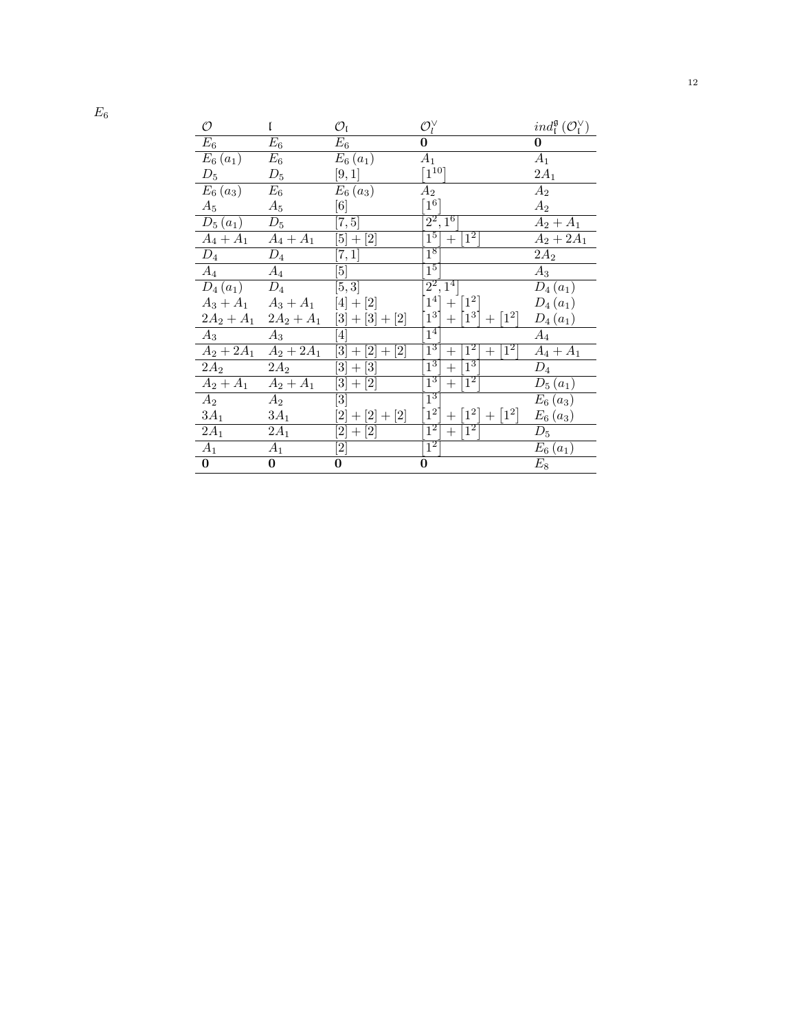$E_6$

| $\mathcal{O}$ | $\mathfrak{l}$ | $\mathcal{O}_{\mathfrak{l}}$ | $\mathcal{O}_{l}^{\vee}$ | $ind_{\mathfrak{l}}^{\mathfrak{g}}(\mathcal{O}_{\mathfrak{l}}^{\vee})$ |
|---|---|---|---|---|
| $E_6$ | $E_6$ | $E_6$ | $\mathbf{0}$ | $\mathbf{0}$ |
| $E_6(a_1)$ | $E_6$ | $E_6(a_1)$ | $A_1$ | $A_1$ |
| $D_5$ | $D_5$ | $[9,1]$ | $[1^{10}]$ | $2A_1$ |
| $E_6(a_3)$ | $E_6$ | $E_6(a_3)$ | $A_2$ | $A_2$ |
| $A_5$ | $A_5$ | $[6]$ | $[1^6]$ | $A_2$ |
| $D_5(a_1)$ | $D_5$ | $[7,5]$ | $[2^2,1^6]$ | $A_2+A_1$ |
| $A_4+A_1$ | $A_4+A_1$ | $[5]+[2]$ | $[1^5]+[1^2]$ | $A_2+2A_1$ |
| $D_4$ | $D_4$ | $[7,1]$ | $[1^8]$ | $2A_2$ |
| $A_4$ | $A_4$ | $[5]$ | $[1^5]$ | $A_3$ |
| $D_4(a_1)$ | $D_4$ | $[5,3]$ | $[2^2,1^4]$ | $D_4(a_1)$ |
| $A_3+A_1$ | $A_3+A_1$ | $[4]+[2]$ | $[1^4]+[1^2]$ | $D_4(a_1)$ |
| $2A_2+A_1$ | $2A_2+A_1$ | $[3]+[3]+[2]$ | $[1^3]+[1^3]+[1^2]$ | $D_4(a_1)$ |
| $A_3$ | $A_3$ | $[4]$ | $[1^4]$ | $A_4$ |
| $A_2+2A_1$ | $A_2+2A_1$ | $[3]+[2]+[2]$ | $[1^3]+[1^2]+[1^2]$ | $A_4+A_1$ |
| $2A_2$ | $2A_2$ | $[3]+[3]$ | $[1^3]+[1^3]$ | $D_4$ |
| $A_2+A_1$ | $A_2+A_1$ | $[3]+[2]$ | $[1^3]+[1^2]$ | $D_5(a_1)$ |
| $A_2$ | $A_2$ | $[3]$ | $[1^3]$ | $E_6(a_3)$ |
| $3A_1$ | $3A_1$ | $[2]+[2]+[2]$ | $[1^2]+[1^2]+[1^2]$ | $E_6(a_3)$ |
| $2A_1$ | $2A_1$ | $[2]+[2]$ | $[1^2]+[1^2]$ | $D_5$ |
| $A_1$ | $A_1$ | $[2]$ | $[1^2]$ | $E_6(a_1)$ |
| $\mathbf{0}$ | $\mathbf{0}$ | $\mathbf{0}$ | $\mathbf{0}$ | $E_8$ |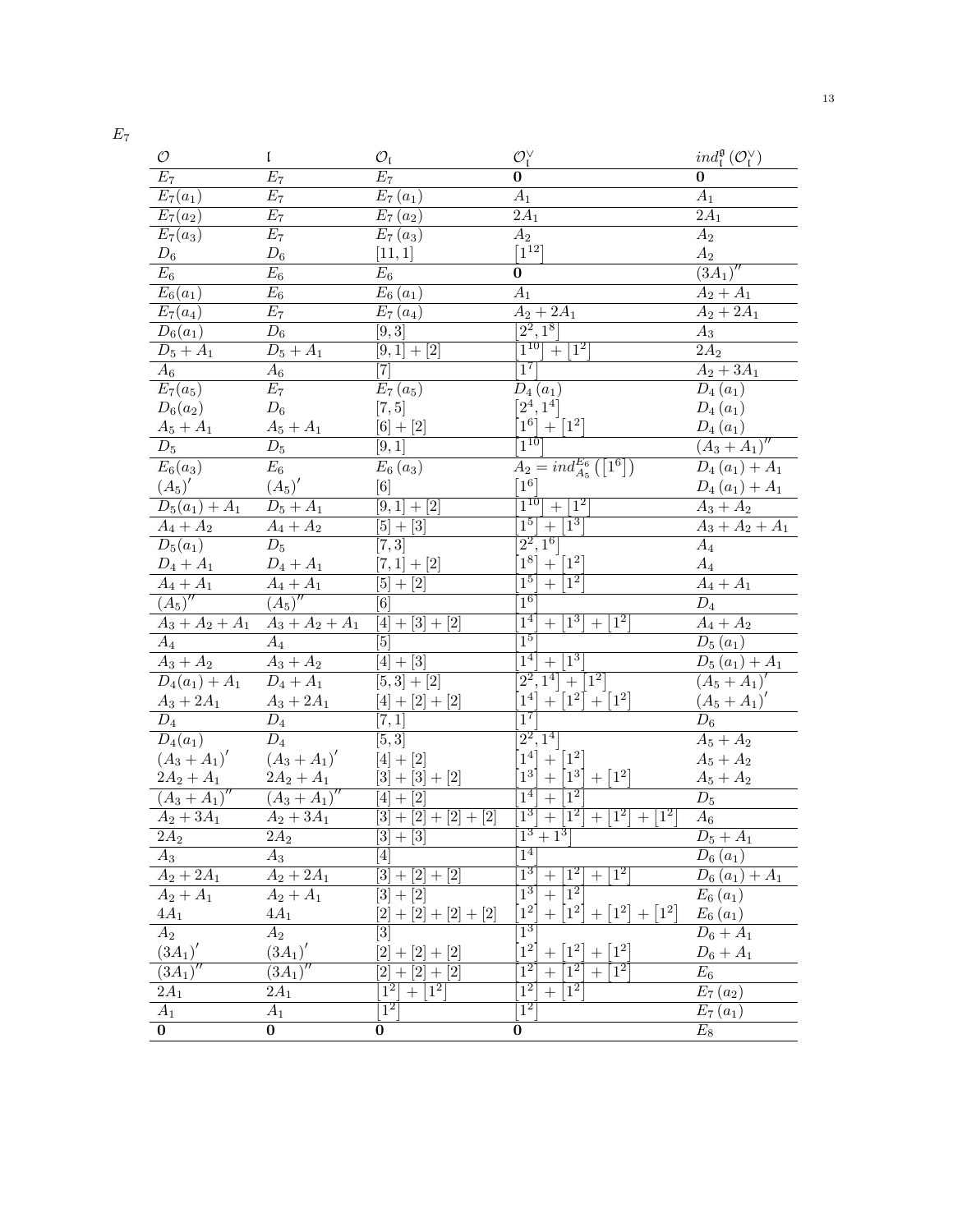$E_7$

| $\mathcal{O}$ | $\mathfrak{l}$ | $\mathcal{O}_{\mathfrak{l}}$ | $\mathcal{O}_{\mathfrak{l}}^{\vee}$ | $ind_{\mathfrak{l}}^{\mathfrak{g}}(\mathcal{O}_{\mathfrak{l}}^{\vee})$ |
|---|---|---|---|---|
| $E_7$ | $E_7$ | $E_7$ | $\mathbf{0}$ | $\mathbf{0}$ |
| $E_7(a_1)$ | $E_7$ | $E_7(a_1)$ | $A_1$ | $A_1$ |
| $E_7(a_2)$ | $E_7$ | $E_7(a_2)$ | $2A_1$ | $2A_1$ |
| $E_7(a_3)$ | $E_7$ | $E_7(a_3)$ | $A_2$ | $A_2$ |
| $D_6$ | $D_6$ | $[11,1]$ | $[1^{12}]$ | $A_2$ |
| $E_6$ | $E_6$ | $E_6$ | $\mathbf{0}$ | $(3A_1)''$ |
| $E_6(a_1)$ | $E_6$ | $E_6(a_1)$ | $A_1$ | $A_2+A_1$ |
| $E_7(a_4)$ | $E_7$ | $E_7(a_4)$ | $A_2+2A_1$ | $A_2+2A_1$ |
| $D_6(a_1)$ | $D_6$ | $[9,3]$ | $[2^2,1^8]$ | $A_3$ |
| $D_5+A_1$ | $D_5+A_1$ | $[9,1]+[2]$ | $[1^{10}]+[1^2]$ | $2A_2$ |
| $A_6$ | $A_6$ | $[7]$ | $[1^7]$ | $A_2+3A_1$ |
| $E_7(a_5)$ | $E_7$ | $E_7(a_5)$ | $D_4(a_1)$ | $D_4(a_1)$ |
| $D_6(a_2)$ | $D_6$ | $[7,5]$ | $[2^4,1^4]$ | $D_4(a_1)$ |
| $A_5+A_1$ | $A_5+A_1$ | $[6]+[2]$ | $[1^6]+[1^2]$ | $D_4(a_1)$ |
| $D_5$ | $D_5$ | $[9,1]$ | $[1^{10}]$ | $(A_3+A_1)''$ |
| $E_6(a_3)$ | $E_6$ | $E_6(a_3)$ | $A_2=ind_{A_5}^{E_6}([1^6])$ | $D_4(a_1)+A_1$ |
| $(A_5)'$ | $(A_5)'$ | $[6]$ | $[1^6]$ | $D_4(a_1)+A_1$ |
| $D_5(a_1)+A_1$ | $D_5+A_1$ | $[9,1]+[2]$ | $[1^{10}]+[1^2]$ | $A_3+A_2$ |
| $A_4+A_2$ | $A_4+A_2$ | $[5]+[3]$ | $[1^5]+[1^3]$ | $A_3+A_2+A_1$ |
| $D_5(a_1)$ | $D_5$ | $[7,3]$ | $[2^2,1^6]$ | $A_4$ |
| $D_4+A_1$ | $D_4+A_1$ | $[7,1]+[2]$ | $[1^8]+[1^2]$ | $A_4$ |
| $A_4+A_1$ | $A_4+A_1$ | $[5]+[2]$ | $[1^5]+[1^2]$ | $A_4+A_1$ |
| $(A_5)''$ | $(A_5)''$ | $[6]$ | $[1^6]$ | $D_4$ |
| $A_3+A_2+A_1$ | $A_3+A_2+A_1$ | $[4]+[3]+[2]$ | $[1^4]+[1^3]+[1^2]$ | $A_4+A_2$ |
| $A_4$ | $A_4$ | $[5]$ | $[1^5]$ | $D_5(a_1)$ |
| $A_3+A_2$ | $A_3+A_2$ | $[4]+[3]$ | $[1^4]+[1^3]$ | $D_5(a_1)+A_1$ |
| $D_4(a_1)+A_1$ | $D_4+A_1$ | $[5,3]+[2]$ | $[2^2,1^4]+[1^2]$ | $(A_5+A_1)'$ |
| $A_3+2A_1$ | $A_3+2A_1$ | $[4]+[2]+[2]$ | $[1^4]+[1^2]+[1^2]$ | $(A_5+A_1)'$ |
| $D_4$ | $D_4$ | $[7,1]$ | $[1^7]$ | $D_6$ |
| $D_4(a_1)$ | $D_4$ | $[5,3]$ | $[2^2,1^4]$ | $A_5+A_2$ |
| $(A_3+A_1)'$ | $(A_3+A_1)'$ | $[4]+[2]$ | $[1^4]+[1^2]$ | $A_5+A_2$ |
| $2A_2+A_1$ | $2A_2+A_1$ | $[3]+[3]+[2]$ | $[1^3]+[1^3]+[1^2]$ | $A_5+A_2$ |
| $(A_3+A_1)''$ | $(A_3+A_1)''$ | $[4]+[2]$ | $[1^4]+[1^2]$ | $D_5$ |
| $A_2+3A_1$ | $A_2+3A_1$ | $[3]+[2]+[2]+[2]$ | $[1^3]+[1^2]+[1^2]+[1^2]$ | $A_6$ |
| $2A_2$ | $2A_2$ | $[3]+[3]$ | $[1^3+1^3]$ | $D_5+A_1$ |
| $A_3$ | $A_3$ | $[4]$ | $[1^4]$ | $D_6(a_1)$ |
| $A_2+2A_1$ | $A_2+2A_1$ | $[3]+[2]+[2]$ | $[1^3]+[1^2]+[1^2]$ | $D_6(a_1)+A_1$ |
| $A_2+A_1$ | $A_2+A_1$ | $[3]+[2]$ | $[1^3]+[1^2]$ | $E_6(a_1)$ |
| $4A_1$ | $4A_1$ | $[2]+[2]+[2]+[2]$ | $[1^2]+[1^2]+[1^2]+[1^2]$ | $E_6(a_1)$ |
| $A_2$ | $A_2$ | $[3]$ | $[1^3]$ | $D_6+A_1$ |
| $(3A_1)'$ | $(3A_1)'$ | $[2]+[2]+[2]$ | $[1^2]+[1^2]+[1^2]$ | $D_6+A_1$ |
| $(3A_1)''$ | $(3A_1)''$ | $[2]+[2]+[2]$ | $[1^2]+[1^2]+[1^2]$ | $E_6$ |
| $2A_1$ | $2A_1$ | $[1^2]+[1^2]$ | $[1^2]+[1^2]$ | $E_7(a_2)$ |
| $A_1$ | $A_1$ | $[1^2]$ | $[1^2]$ | $E_7(a_1)$ |
| $\mathbf{0}$ | $\mathbf{0}$ | $\mathbf{0}$ | $\mathbf{0}$ | $E_8$ |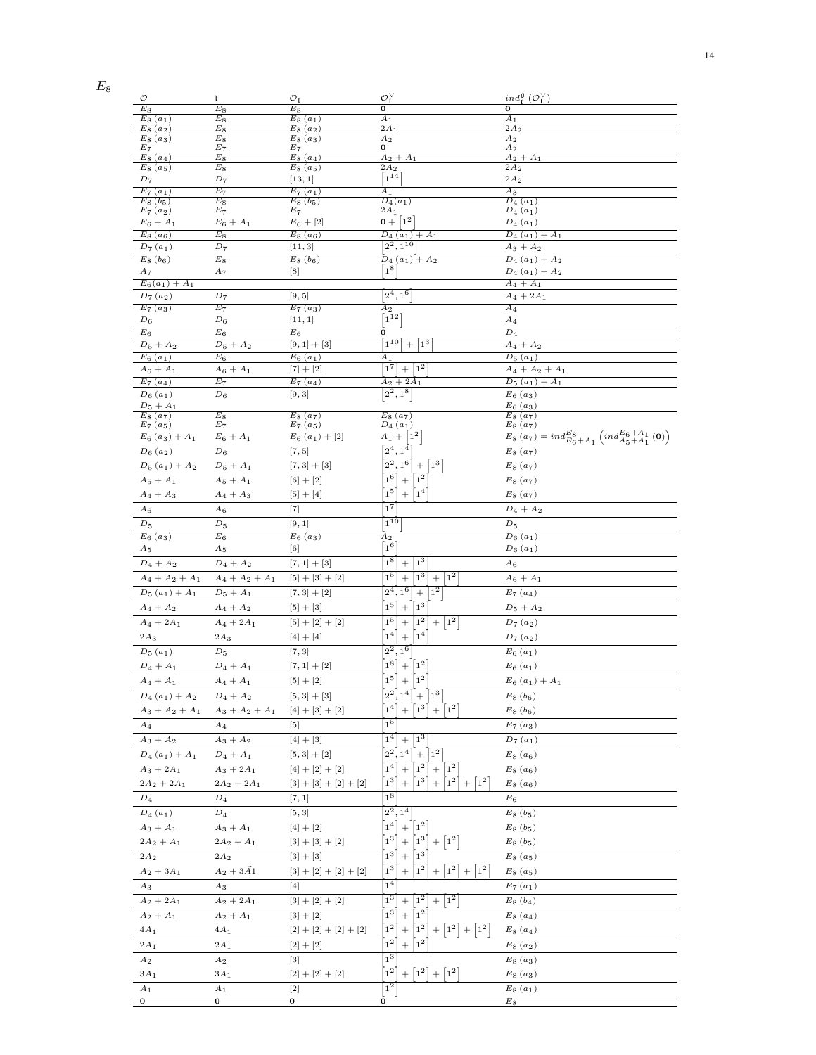$E_8$

| $\mathcal{O}$ | $\mathfrak{l}$ | $\mathcal{O}_{\mathfrak{l}}$ | $\mathcal{O}_{\mathfrak{l}}^{\vee}$ | $ind_{\mathfrak{l}}^{\mathfrak{g}}\left(\mathcal{O}_{\mathfrak{l}}^{\vee}\right)$ |
|---|---|---|---|---|
| $E_8$ | $E_8$ | $E_8$ | $\mathbf{0}$ | $\mathbf{0}$ |
| $E_8(a_1)$ | $E_8$ | $E_8(a_1)$ | $A_1$ | $A_1$ |
| $E_8(a_2)$ | $E_8$ | $E_8(a_2)$ | $2A_1$ | $2A_2$ |
| $E_8(a_3)$ | $E_8$ | $E_8(a_3)$ | $A_2$ | $A_2$ |
| $E_7$ | $E_7$ | $E_7$ | $\mathbf{0}$ | $A_2$ |
| $E_8(a_4)$ | $E_8$ | $E_8(a_4)$ | $A_2+A_1$ | $A_2+A_1$ |
| $E_8(a_5)$ | $E_8$ | $E_8(a_5)$ | $2A_2$ | $2A_2$ |
| $D_7$ | $D_7$ | $[13,1]$ | $\left[1^{14}\right]$ | $2A_2$ |
| $E_7(a_1)$ | $E_7$ | $E_7(a_1)$ | $A_1$ | $A_3$ |
| $E_8(b_5)$ | $E_8$ | $E_8(b_5)$ | $D_4(a_1)$ | $D_4(a_1)$ |
| $E_7(a_2)$ | $E_7$ | $E_7$ | $2A_1$ | $D_4(a_1)$ |
| $E_6+A_1$ | $E_6+A_1$ | $E_6+[2]$ | $\mathbf{0}+\left[1^2\right]$ | $D_4(a_1)$ |
| $E_8(a_6)$ | $E_8$ | $E_8(a_6)$ | $D_4(a_1)+A_1$ | $D_4(a_1)+A_1$ |
| $D_7(a_1)$ | $D_7$ | $[11,3]$ | $\left[2^2,1^{10}\right]$ | $A_3+A_2$ |
| $E_8(b_6)$ | $E_8$ | $E_8(b_6)$ | $D_4(a_1)+A_2$ | $D_4(a_1)+A_2$ |
| $A_7$ | $A_7$ | $[8]$ | $\left[1^8\right]$ | $D_4(a_1)+A_2$ |
| $E_6(a_1)+A_1$ | | | | $A_4+A_1$ |
| $D_7(a_2)$ | $D_7$ | $[9,5]$ | $\left[2^4,1^6\right]$ | $A_4+2A_1$ |
| $E_7(a_3)$ | $E_7$ | $E_7(a_3)$ | $A_2$ | $A_4$ |
| $D_6$ | $D_6$ | $[11,1]$ | $\left[1^{12}\right]$ | $A_4$ |
| $E_6$ | $E_6$ | $E_6$ | $\mathbf{0}$ | $D_4$ |
| $D_5+A_2$ | $D_5+A_2$ | $[9,1]+[3]$ | $\left[1^{10}\right]+\left[1^3\right]$ | $A_4+A_2$ |
| $E_6(a_1)$ | $E_6$ | $E_6(a_1)$ | $A_1$ | $D_5(a_1)$ |
| $A_6+A_1$ | $A_6+A_1$ | $[7]+[2]$ | $\left[1^7\right]+\left[1^2\right]$ | $A_4+A_2+A_1$ |
| $E_7(a_4)$ | $E_7$ | $E_7(a_4)$ | $A_2+2A_1$ | $D_5(a_1)+A_1$ |
| $D_6(a_1)$ | $D_6$ | $[9,3]$ | $\left[2^2,1^8\right]$ | $E_6(a_3)$ |
| $D_5+A_1$ | | | | $E_6(a_3)$ |
| $E_8(a_7)$ | $E_8$ | $E_8(a_7)$ | $E_8(a_7)$ | $E_8(a_7)$ |
| $E_7(a_5)$ | $E_7$ | $E_7(a_5)$ | $D_4(a_1)$ | $E_8(a_7)$ |
| $E_6(a_3)+A_1$ | $E_6+A_1$ | $E_6(a_1)+[2]$ | $A_1+\left[1^2\right]$ | $E_8(a_7)=ind_{E_6+A_1}^{E_8}\left(ind_{A_5+A_1}^{E_6+A_1}(\mathbf{0})\right)$ |
| $D_6(a_2)$ | $D_6$ | $[7,5]$ | $\left[2^4,1^4\right]$ | $E_8(a_7)$ |
| $D_5(a_1)+A_2$ | $D_5+A_1$ | $[7,3]+[3]$ | $\left[2^2,1^6\right]+\left[1^3\right]$ | $E_8(a_7)$ |
| $A_5+A_1$ | $A_5+A_1$ | $[6]+[2]$ | $\left[1^6\right]+\left[1^2\right]$ | $E_8(a_7)$ |
| $A_4+A_3$ | $A_4+A_3$ | $[5]+[4]$ | $\left[1^5\right]+\left[1^4\right]$ | $E_8(a_7)$ |
| $A_6$ | $A_6$ | $[7]$ | $\left[1^7\right]$ | $D_4+A_2$ |
| $D_5$ | $D_5$ | $[9,1]$ | $\left[1^{10}\right]$ | $D_5$ |
| $E_6(a_3)$ | $E_6$ | $E_6(a_3)$ | $A_2$ | $D_6(a_1)$ |
| $A_5$ | $A_5$ | $[6]$ | $\left[1^6\right]$ | $D_6(a_1)$ |
| $D_4+A_2$ | $D_4+A_2$ | $[7,1]+[3]$ | $\left[1^8\right]+\left[1^3\right]$ | $A_6$ |
| $A_4+A_2+A_1$ | $A_4+A_2+A_1$ | $[5]+[3]+[2]$ | $\left[1^5\right]+\left[1^3\right]+\left[1^2\right]$ | $A_6+A_1$ |
| $D_5(a_1)+A_1$ | $D_5+A_1$ | $[7,3]+[2]$ | $\left[2^4,1^6\right]+\left[1^2\right]$ | $E_7(a_4)$ |
| $A_4+A_2$ | $A_4+A_2$ | $[5]+[3]$ | $\left[1^5\right]+\left[1^3\right]$ | $D_5+A_2$ |
| $A_4+2A_1$ | $A_4+2A_1$ | $[5]+[2]+[2]$ | $\left[1^5\right]+\left[1^2\right]+\left[1^2\right]$ | $D_7(a_2)$ |
| $2A_3$ | $2A_3$ | $[4]+[4]$ | $\left[1^4\right]+\left[1^4\right]$ | $D_7(a_2)$ |
| $D_5(a_1)$ | $D_5$ | $[7,3]$ | $\left[2^2,1^6\right]$ | $E_6(a_1)$ |
| $D_4+A_1$ | $D_4+A_1$ | $[7,1]+[2]$ | $\left[1^8\right]+\left[1^2\right]$ | $E_6(a_1)$ |
| $A_4+A_1$ | $A_4+A_1$ | $[5]+[2]$ | $\left[1^5\right]+\left[1^2\right]$ | $E_6(a_1)+A_1$ |
| $D_4(a_1)+A_2$ | $D_4+A_2$ | $[5,3]+[3]$ | $\left[2^2,1^4\right]+\left[1^3\right]$ | $E_8(b_6)$ |
| $A_3+A_2+A_1$ | $A_3+A_2+A_1$ | $[4]+[3]+[2]$ | $\left[1^4\right]+\left[1^3\right]+\left[1^2\right]$ | $E_8(b_6)$ |
| $A_4$ | $A_4$ | $[5]$ | $\left[1^5\right]$ | $E_7(a_3)$ |
| $A_3+A_2$ | $A_3+A_2$ | $[4]+[3]$ | $\left[1^4\right]+\left[1^3\right]$ | $D_7(a_1)$ |
| $D_4(a_1)+A_1$ | $D_4+A_1$ | $[5,3]+[2]$ | $\left[2^2,1^4\right]+\left[1^2\right]$ | $E_8(a_6)$ |
| $A_3+2A_1$ | $A_3+2A_1$ | $[4]+[2]+[2]$ | $\left[1^4\right]+\left[1^2\right]+\left[1^2\right]$ | $E_8(a_6)$ |
| $2A_2+2A_1$ | $2A_2+2A_1$ | $[3]+[3]+[2]+[2]$ | $\left[1^3\right]+\left[1^3\right]+\left[1^2\right]+\left[1^2\right]$ | $E_8(a_6)$ |
| $D_4$ | $D_4$ | $[7,1]$ | $\left[1^8\right]$ | $E_6$ |
| $D_4(a_1)$ | $D_4$ | $[5,3]$ | $\left[2^2,1^4\right]$ | $E_8(b_5)$ |
| $A_3+A_1$ | $A_3+A_1$ | $[4]+[2]$ | $\left[1^4\right]+\left[1^2\right]$ | $E_8(b_5)$ |
| $2A_2+A_1$ | $2A_2+A_1$ | $[3]+[3]+[2]$ | $\left[1^3\right]+\left[1^3\right]+\left[1^2\right]$ | $E_8(b_5)$ |
| $2A_2$ | $2A_2$ | $[3]+[3]$ | $\left[1^3\right]+\left[1^3\right]$ | $E_8(a_5)$ |
| $A_2+3A_1$ | $A_2+3\vec{A}1$ | $[3]+[2]+[2]+[2]$ | $\left[1^3\right]+\left[1^2\right]+\left[1^2\right]+\left[1^2\right]$ | $E_8(a_5)$ |
| $A_3$ | $A_3$ | $[4]$ | $\left[1^4\right]$ | $E_7(a_1)$ |
| $A_2+2A_1$ | $A_2+2A_1$ | $[3]+[2]+[2]$ | $\left[1^3\right]+\left[1^2\right]+\left[1^2\right]$ | $E_8(b_4)$ |
| $A_2+A_1$ | $A_2+A_1$ | $[3]+[2]$ | $\left[1^3\right]+\left[1^2\right]$ | $E_8(a_4)$ |
| $4A_1$ | $4A_1$ | $[2]+[2]+[2]+[2]$ | $\left[1^2\right]+\left[1^2\right]+\left[1^2\right]+\left[1^2\right]$ | $E_8(a_4)$ |
| $2A_1$ | $2A_1$ | $[2]+[2]$ | $\left[1^2\right]+\left[1^2\right]$ | $E_8(a_2)$ |
| $A_2$ | $A_2$ | $[3]$ | $\left[1^3\right]$ | $E_8(a_3)$ |
| $3A_1$ | $3A_1$ | $[2]+[2]+[2]$ | $\left[1^2\right]+\left[1^2\right]+\left[1^2\right]$ | $E_8(a_3)$ |
| $A_1$ | $A_1$ | $[2]$ | $\left[1^2\right]$ | $E_8(a_1)$ |
| $\mathbf{0}$ | $\mathbf{0}$ | $\mathbf{0}$ | $\mathbf{0}$ | $E_8$ |